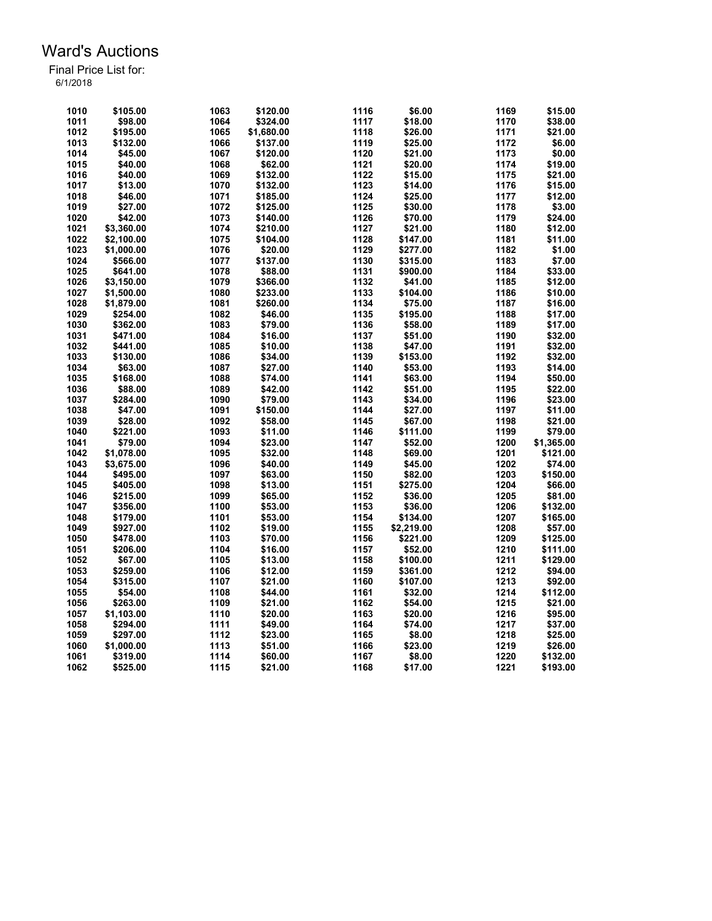# Ward's Auctions

Final Price List for:
6/1/2018

| Lot | Price | Lot | Price | Lot | Price | Lot | Price |
|---|---|---|---|---|---|---|---|
| 1010 | $105.00 | 1063 | $120.00 | 1116 | $6.00 | 1169 | $15.00 |
| 1011 | $98.00 | 1064 | $324.00 | 1117 | $18.00 | 1170 | $38.00 |
| 1012 | $195.00 | 1065 | $1,680.00 | 1118 | $26.00 | 1171 | $21.00 |
| 1013 | $132.00 | 1066 | $137.00 | 1119 | $25.00 | 1172 | $6.00 |
| 1014 | $45.00 | 1067 | $120.00 | 1120 | $21.00 | 1173 | $0.00 |
| 1015 | $40.00 | 1068 | $62.00 | 1121 | $20.00 | 1174 | $19.00 |
| 1016 | $40.00 | 1069 | $132.00 | 1122 | $15.00 | 1175 | $21.00 |
| 1017 | $13.00 | 1070 | $132.00 | 1123 | $14.00 | 1176 | $15.00 |
| 1018 | $46.00 | 1071 | $185.00 | 1124 | $25.00 | 1177 | $12.00 |
| 1019 | $27.00 | 1072 | $125.00 | 1125 | $30.00 | 1178 | $3.00 |
| 1020 | $42.00 | 1073 | $140.00 | 1126 | $70.00 | 1179 | $24.00 |
| 1021 | $3,360.00 | 1074 | $210.00 | 1127 | $21.00 | 1180 | $12.00 |
| 1022 | $2,100.00 | 1075 | $104.00 | 1128 | $147.00 | 1181 | $11.00 |
| 1023 | $1,000.00 | 1076 | $20.00 | 1129 | $277.00 | 1182 | $1.00 |
| 1024 | $566.00 | 1077 | $137.00 | 1130 | $315.00 | 1183 | $7.00 |
| 1025 | $641.00 | 1078 | $88.00 | 1131 | $900.00 | 1184 | $33.00 |
| 1026 | $3,150.00 | 1079 | $366.00 | 1132 | $41.00 | 1185 | $12.00 |
| 1027 | $1,500.00 | 1080 | $233.00 | 1133 | $104.00 | 1186 | $10.00 |
| 1028 | $1,879.00 | 1081 | $260.00 | 1134 | $75.00 | 1187 | $16.00 |
| 1029 | $254.00 | 1082 | $46.00 | 1135 | $195.00 | 1188 | $17.00 |
| 1030 | $362.00 | 1083 | $79.00 | 1136 | $58.00 | 1189 | $17.00 |
| 1031 | $471.00 | 1084 | $16.00 | 1137 | $51.00 | 1190 | $32.00 |
| 1032 | $441.00 | 1085 | $10.00 | 1138 | $47.00 | 1191 | $32.00 |
| 1033 | $130.00 | 1086 | $34.00 | 1139 | $153.00 | 1192 | $32.00 |
| 1034 | $63.00 | 1087 | $27.00 | 1140 | $53.00 | 1193 | $14.00 |
| 1035 | $168.00 | 1088 | $74.00 | 1141 | $63.00 | 1194 | $50.00 |
| 1036 | $88.00 | 1089 | $42.00 | 1142 | $51.00 | 1195 | $22.00 |
| 1037 | $284.00 | 1090 | $79.00 | 1143 | $34.00 | 1196 | $23.00 |
| 1038 | $47.00 | 1091 | $150.00 | 1144 | $27.00 | 1197 | $11.00 |
| 1039 | $28.00 | 1092 | $58.00 | 1145 | $67.00 | 1198 | $21.00 |
| 1040 | $221.00 | 1093 | $11.00 | 1146 | $111.00 | 1199 | $79.00 |
| 1041 | $79.00 | 1094 | $23.00 | 1147 | $52.00 | 1200 | $1,365.00 |
| 1042 | $1,078.00 | 1095 | $32.00 | 1148 | $69.00 | 1201 | $121.00 |
| 1043 | $3,675.00 | 1096 | $40.00 | 1149 | $45.00 | 1202 | $74.00 |
| 1044 | $495.00 | 1097 | $63.00 | 1150 | $82.00 | 1203 | $150.00 |
| 1045 | $405.00 | 1098 | $13.00 | 1151 | $275.00 | 1204 | $66.00 |
| 1046 | $215.00 | 1099 | $65.00 | 1152 | $36.00 | 1205 | $81.00 |
| 1047 | $356.00 | 1100 | $53.00 | 1153 | $36.00 | 1206 | $132.00 |
| 1048 | $179.00 | 1101 | $53.00 | 1154 | $134.00 | 1207 | $165.00 |
| 1049 | $927.00 | 1102 | $19.00 | 1155 | $2,219.00 | 1208 | $57.00 |
| 1050 | $478.00 | 1103 | $70.00 | 1156 | $221.00 | 1209 | $125.00 |
| 1051 | $206.00 | 1104 | $16.00 | 1157 | $52.00 | 1210 | $111.00 |
| 1052 | $67.00 | 1105 | $13.00 | 1158 | $100.00 | 1211 | $129.00 |
| 1053 | $259.00 | 1106 | $12.00 | 1159 | $361.00 | 1212 | $94.00 |
| 1054 | $315.00 | 1107 | $21.00 | 1160 | $107.00 | 1213 | $92.00 |
| 1055 | $54.00 | 1108 | $44.00 | 1161 | $32.00 | 1214 | $112.00 |
| 1056 | $263.00 | 1109 | $21.00 | 1162 | $54.00 | 1215 | $21.00 |
| 1057 | $1,103.00 | 1110 | $20.00 | 1163 | $20.00 | 1216 | $95.00 |
| 1058 | $294.00 | 1111 | $49.00 | 1164 | $74.00 | 1217 | $37.00 |
| 1059 | $297.00 | 1112 | $23.00 | 1165 | $8.00 | 1218 | $25.00 |
| 1060 | $1,000.00 | 1113 | $51.00 | 1166 | $23.00 | 1219 | $26.00 |
| 1061 | $319.00 | 1114 | $60.00 | 1167 | $8.00 | 1220 | $132.00 |
| 1062 | $525.00 | 1115 | $21.00 | 1168 | $17.00 | 1221 | $193.00 |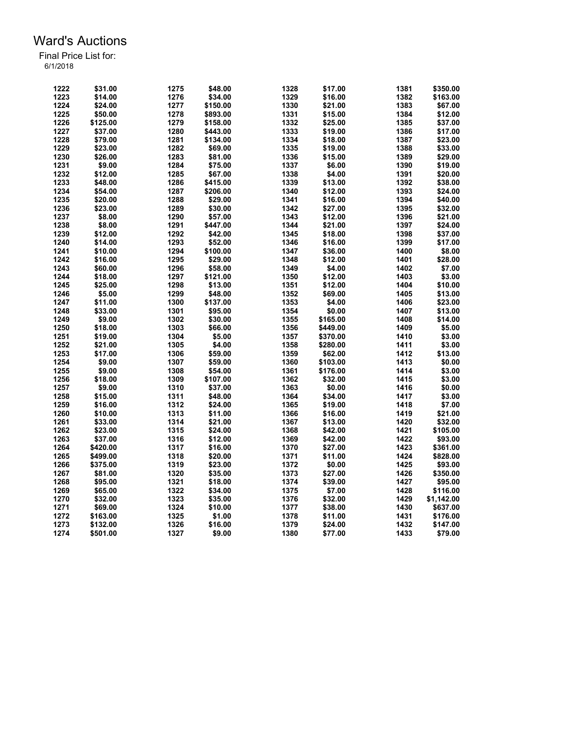# Ward's Auctions

Final Price List for:
6/1/2018

| Lot | Price | Lot | Price | Lot | Price | Lot | Price |
|---|---|---|---|---|---|---|---|
| 1222 | $31.00 | 1275 | $48.00 | 1328 | $17.00 | 1381 | $350.00 |
| 1223 | $14.00 | 1276 | $34.00 | 1329 | $16.00 | 1382 | $163.00 |
| 1224 | $24.00 | 1277 | $150.00 | 1330 | $21.00 | 1383 | $67.00 |
| 1225 | $50.00 | 1278 | $893.00 | 1331 | $15.00 | 1384 | $12.00 |
| 1226 | $125.00 | 1279 | $158.00 | 1332 | $25.00 | 1385 | $37.00 |
| 1227 | $37.00 | 1280 | $443.00 | 1333 | $19.00 | 1386 | $17.00 |
| 1228 | $79.00 | 1281 | $134.00 | 1334 | $18.00 | 1387 | $23.00 |
| 1229 | $23.00 | 1282 | $69.00 | 1335 | $19.00 | 1388 | $33.00 |
| 1230 | $26.00 | 1283 | $81.00 | 1336 | $15.00 | 1389 | $29.00 |
| 1231 | $9.00 | 1284 | $75.00 | 1337 | $6.00 | 1390 | $19.00 |
| 1232 | $12.00 | 1285 | $67.00 | 1338 | $4.00 | 1391 | $20.00 |
| 1233 | $48.00 | 1286 | $415.00 | 1339 | $13.00 | 1392 | $38.00 |
| 1234 | $54.00 | 1287 | $206.00 | 1340 | $12.00 | 1393 | $24.00 |
| 1235 | $20.00 | 1288 | $29.00 | 1341 | $16.00 | 1394 | $40.00 |
| 1236 | $23.00 | 1289 | $30.00 | 1342 | $27.00 | 1395 | $32.00 |
| 1237 | $8.00 | 1290 | $57.00 | 1343 | $12.00 | 1396 | $21.00 |
| 1238 | $8.00 | 1291 | $447.00 | 1344 | $21.00 | 1397 | $24.00 |
| 1239 | $12.00 | 1292 | $42.00 | 1345 | $18.00 | 1398 | $37.00 |
| 1240 | $14.00 | 1293 | $52.00 | 1346 | $16.00 | 1399 | $17.00 |
| 1241 | $10.00 | 1294 | $100.00 | 1347 | $36.00 | 1400 | $8.00 |
| 1242 | $16.00 | 1295 | $29.00 | 1348 | $12.00 | 1401 | $28.00 |
| 1243 | $60.00 | 1296 | $58.00 | 1349 | $4.00 | 1402 | $7.00 |
| 1244 | $18.00 | 1297 | $121.00 | 1350 | $12.00 | 1403 | $3.00 |
| 1245 | $25.00 | 1298 | $13.00 | 1351 | $12.00 | 1404 | $10.00 |
| 1246 | $5.00 | 1299 | $48.00 | 1352 | $69.00 | 1405 | $13.00 |
| 1247 | $11.00 | 1300 | $137.00 | 1353 | $4.00 | 1406 | $23.00 |
| 1248 | $33.00 | 1301 | $95.00 | 1354 | $0.00 | 1407 | $13.00 |
| 1249 | $9.00 | 1302 | $30.00 | 1355 | $165.00 | 1408 | $14.00 |
| 1250 | $18.00 | 1303 | $66.00 | 1356 | $449.00 | 1409 | $5.00 |
| 1251 | $19.00 | 1304 | $5.00 | 1357 | $370.00 | 1410 | $3.00 |
| 1252 | $21.00 | 1305 | $4.00 | 1358 | $280.00 | 1411 | $3.00 |
| 1253 | $17.00 | 1306 | $59.00 | 1359 | $62.00 | 1412 | $13.00 |
| 1254 | $9.00 | 1307 | $59.00 | 1360 | $103.00 | 1413 | $0.00 |
| 1255 | $9.00 | 1308 | $54.00 | 1361 | $176.00 | 1414 | $3.00 |
| 1256 | $18.00 | 1309 | $107.00 | 1362 | $32.00 | 1415 | $3.00 |
| 1257 | $9.00 | 1310 | $37.00 | 1363 | $0.00 | 1416 | $0.00 |
| 1258 | $15.00 | 1311 | $48.00 | 1364 | $34.00 | 1417 | $3.00 |
| 1259 | $16.00 | 1312 | $24.00 | 1365 | $19.00 | 1418 | $7.00 |
| 1260 | $10.00 | 1313 | $11.00 | 1366 | $16.00 | 1419 | $21.00 |
| 1261 | $33.00 | 1314 | $21.00 | 1367 | $13.00 | 1420 | $32.00 |
| 1262 | $23.00 | 1315 | $24.00 | 1368 | $42.00 | 1421 | $105.00 |
| 1263 | $37.00 | 1316 | $12.00 | 1369 | $42.00 | 1422 | $93.00 |
| 1264 | $420.00 | 1317 | $16.00 | 1370 | $27.00 | 1423 | $361.00 |
| 1265 | $499.00 | 1318 | $20.00 | 1371 | $11.00 | 1424 | $828.00 |
| 1266 | $375.00 | 1319 | $23.00 | 1372 | $0.00 | 1425 | $93.00 |
| 1267 | $81.00 | 1320 | $35.00 | 1373 | $27.00 | 1426 | $350.00 |
| 1268 | $95.00 | 1321 | $18.00 | 1374 | $39.00 | 1427 | $95.00 |
| 1269 | $65.00 | 1322 | $34.00 | 1375 | $7.00 | 1428 | $116.00 |
| 1270 | $32.00 | 1323 | $35.00 | 1376 | $32.00 | 1429 | $1,142.00 |
| 1271 | $69.00 | 1324 | $10.00 | 1377 | $38.00 | 1430 | $637.00 |
| 1272 | $163.00 | 1325 | $1.00 | 1378 | $11.00 | 1431 | $176.00 |
| 1273 | $132.00 | 1326 | $16.00 | 1379 | $24.00 | 1432 | $147.00 |
| 1274 | $501.00 | 1327 | $9.00 | 1380 | $77.00 | 1433 | $79.00 |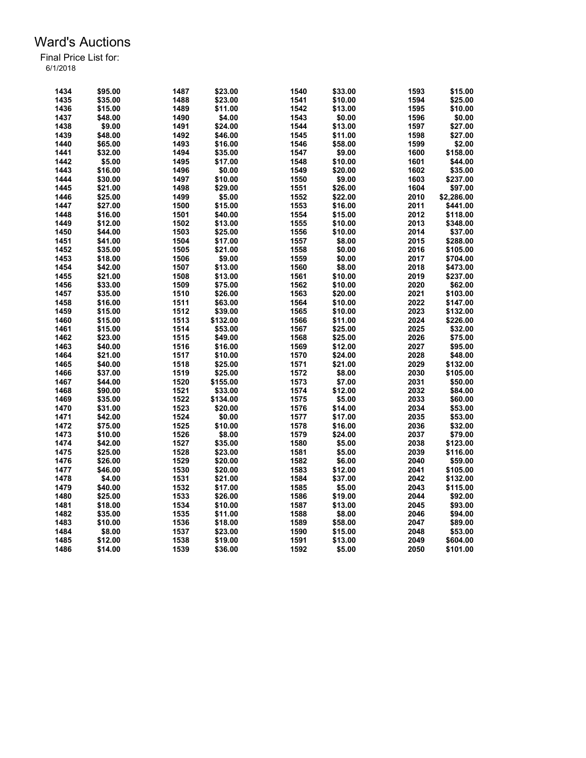# Ward's Auctions

Final Price List for:
6/1/2018

| Lot | Price | Lot | Price | Lot | Price | Lot | Price |
|---|---|---|---|---|---|---|---|
| 1434 | $95.00 | 1487 | $23.00 | 1540 | $33.00 | 1593 | $15.00 |
| 1435 | $35.00 | 1488 | $23.00 | 1541 | $10.00 | 1594 | $25.00 |
| 1436 | $15.00 | 1489 | $11.00 | 1542 | $13.00 | 1595 | $10.00 |
| 1437 | $48.00 | 1490 | $4.00 | 1543 | $0.00 | 1596 | $0.00 |
| 1438 | $9.00 | 1491 | $24.00 | 1544 | $13.00 | 1597 | $27.00 |
| 1439 | $48.00 | 1492 | $46.00 | 1545 | $11.00 | 1598 | $27.00 |
| 1440 | $65.00 | 1493 | $16.00 | 1546 | $58.00 | 1599 | $2.00 |
| 1441 | $32.00 | 1494 | $35.00 | 1547 | $9.00 | 1600 | $158.00 |
| 1442 | $5.00 | 1495 | $17.00 | 1548 | $10.00 | 1601 | $44.00 |
| 1443 | $16.00 | 1496 | $0.00 | 1549 | $20.00 | 1602 | $35.00 |
| 1444 | $30.00 | 1497 | $10.00 | 1550 | $9.00 | 1603 | $237.00 |
| 1445 | $21.00 | 1498 | $29.00 | 1551 | $26.00 | 1604 | $97.00 |
| 1446 | $25.00 | 1499 | $5.00 | 1552 | $22.00 | 2010 | $2,286.00 |
| 1447 | $27.00 | 1500 | $15.00 | 1553 | $16.00 | 2011 | $441.00 |
| 1448 | $16.00 | 1501 | $40.00 | 1554 | $15.00 | 2012 | $118.00 |
| 1449 | $12.00 | 1502 | $13.00 | 1555 | $10.00 | 2013 | $348.00 |
| 1450 | $44.00 | 1503 | $25.00 | 1556 | $10.00 | 2014 | $37.00 |
| 1451 | $41.00 | 1504 | $17.00 | 1557 | $8.00 | 2015 | $288.00 |
| 1452 | $35.00 | 1505 | $21.00 | 1558 | $0.00 | 2016 | $105.00 |
| 1453 | $18.00 | 1506 | $9.00 | 1559 | $0.00 | 2017 | $704.00 |
| 1454 | $42.00 | 1507 | $13.00 | 1560 | $8.00 | 2018 | $473.00 |
| 1455 | $21.00 | 1508 | $13.00 | 1561 | $10.00 | 2019 | $237.00 |
| 1456 | $33.00 | 1509 | $75.00 | 1562 | $10.00 | 2020 | $62.00 |
| 1457 | $35.00 | 1510 | $26.00 | 1563 | $20.00 | 2021 | $103.00 |
| 1458 | $16.00 | 1511 | $63.00 | 1564 | $10.00 | 2022 | $147.00 |
| 1459 | $15.00 | 1512 | $39.00 | 1565 | $10.00 | 2023 | $132.00 |
| 1460 | $15.00 | 1513 | $132.00 | 1566 | $11.00 | 2024 | $226.00 |
| 1461 | $15.00 | 1514 | $53.00 | 1567 | $25.00 | 2025 | $32.00 |
| 1462 | $23.00 | 1515 | $49.00 | 1568 | $25.00 | 2026 | $75.00 |
| 1463 | $40.00 | 1516 | $16.00 | 1569 | $12.00 | 2027 | $95.00 |
| 1464 | $21.00 | 1517 | $10.00 | 1570 | $24.00 | 2028 | $48.00 |
| 1465 | $40.00 | 1518 | $25.00 | 1571 | $21.00 | 2029 | $132.00 |
| 1466 | $37.00 | 1519 | $25.00 | 1572 | $8.00 | 2030 | $105.00 |
| 1467 | $44.00 | 1520 | $155.00 | 1573 | $7.00 | 2031 | $50.00 |
| 1468 | $90.00 | 1521 | $33.00 | 1574 | $12.00 | 2032 | $84.00 |
| 1469 | $35.00 | 1522 | $134.00 | 1575 | $5.00 | 2033 | $60.00 |
| 1470 | $31.00 | 1523 | $20.00 | 1576 | $14.00 | 2034 | $53.00 |
| 1471 | $42.00 | 1524 | $0.00 | 1577 | $17.00 | 2035 | $53.00 |
| 1472 | $75.00 | 1525 | $10.00 | 1578 | $16.00 | 2036 | $32.00 |
| 1473 | $10.00 | 1526 | $8.00 | 1579 | $24.00 | 2037 | $79.00 |
| 1474 | $42.00 | 1527 | $35.00 | 1580 | $5.00 | 2038 | $123.00 |
| 1475 | $25.00 | 1528 | $23.00 | 1581 | $5.00 | 2039 | $116.00 |
| 1476 | $26.00 | 1529 | $20.00 | 1582 | $6.00 | 2040 | $59.00 |
| 1477 | $46.00 | 1530 | $20.00 | 1583 | $12.00 | 2041 | $105.00 |
| 1478 | $4.00 | 1531 | $21.00 | 1584 | $37.00 | 2042 | $132.00 |
| 1479 | $40.00 | 1532 | $17.00 | 1585 | $5.00 | 2043 | $115.00 |
| 1480 | $25.00 | 1533 | $26.00 | 1586 | $19.00 | 2044 | $92.00 |
| 1481 | $18.00 | 1534 | $10.00 | 1587 | $13.00 | 2045 | $93.00 |
| 1482 | $35.00 | 1535 | $11.00 | 1588 | $8.00 | 2046 | $94.00 |
| 1483 | $10.00 | 1536 | $18.00 | 1589 | $58.00 | 2047 | $89.00 |
| 1484 | $8.00 | 1537 | $23.00 | 1590 | $15.00 | 2048 | $53.00 |
| 1485 | $12.00 | 1538 | $19.00 | 1591 | $13.00 | 2049 | $604.00 |
| 1486 | $14.00 | 1539 | $36.00 | 1592 | $5.00 | 2050 | $101.00 |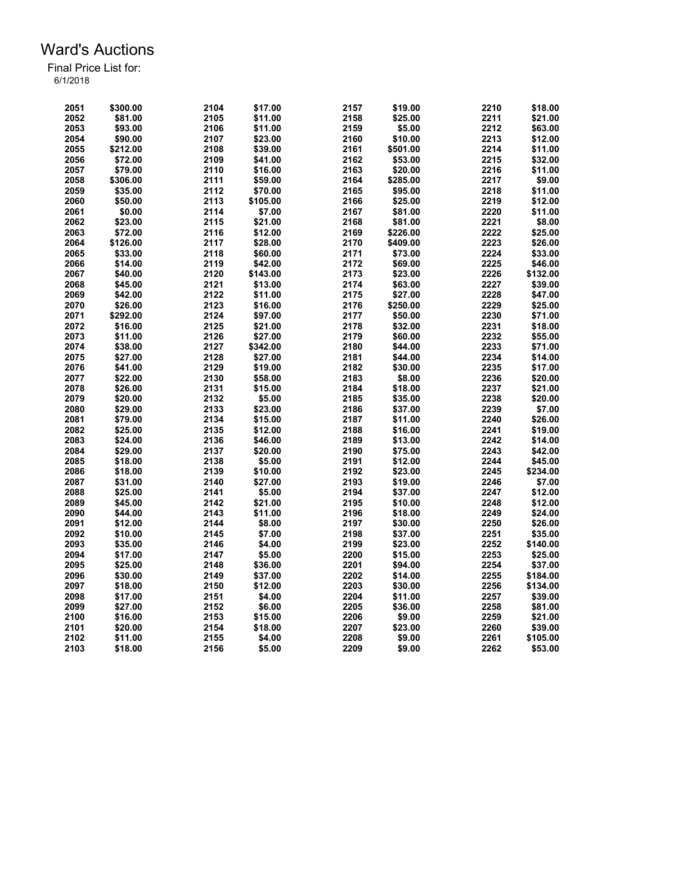# Ward's Auctions

Final Price List for:
6/1/2018

| Lot | Price | Lot | Price | Lot | Price | Lot | Price |
|---|---|---|---|---|---|---|---|
| 2051 | $300.00 | 2104 | $17.00 | 2157 | $19.00 | 2210 | $18.00 |
| 2052 | $81.00 | 2105 | $11.00 | 2158 | $25.00 | 2211 | $21.00 |
| 2053 | $93.00 | 2106 | $11.00 | 2159 | $5.00 | 2212 | $63.00 |
| 2054 | $90.00 | 2107 | $23.00 | 2160 | $10.00 | 2213 | $12.00 |
| 2055 | $212.00 | 2108 | $39.00 | 2161 | $501.00 | 2214 | $11.00 |
| 2056 | $72.00 | 2109 | $41.00 | 2162 | $53.00 | 2215 | $32.00 |
| 2057 | $79.00 | 2110 | $16.00 | 2163 | $20.00 | 2216 | $11.00 |
| 2058 | $306.00 | 2111 | $59.00 | 2164 | $285.00 | 2217 | $9.00 |
| 2059 | $35.00 | 2112 | $70.00 | 2165 | $95.00 | 2218 | $11.00 |
| 2060 | $50.00 | 2113 | $105.00 | 2166 | $25.00 | 2219 | $12.00 |
| 2061 | $0.00 | 2114 | $7.00 | 2167 | $81.00 | 2220 | $11.00 |
| 2062 | $23.00 | 2115 | $21.00 | 2168 | $81.00 | 2221 | $8.00 |
| 2063 | $72.00 | 2116 | $12.00 | 2169 | $226.00 | 2222 | $25.00 |
| 2064 | $126.00 | 2117 | $28.00 | 2170 | $409.00 | 2223 | $26.00 |
| 2065 | $33.00 | 2118 | $60.00 | 2171 | $73.00 | 2224 | $33.00 |
| 2066 | $14.00 | 2119 | $42.00 | 2172 | $69.00 | 2225 | $46.00 |
| 2067 | $40.00 | 2120 | $143.00 | 2173 | $23.00 | 2226 | $132.00 |
| 2068 | $45.00 | 2121 | $13.00 | 2174 | $63.00 | 2227 | $39.00 |
| 2069 | $42.00 | 2122 | $11.00 | 2175 | $27.00 | 2228 | $47.00 |
| 2070 | $26.00 | 2123 | $16.00 | 2176 | $250.00 | 2229 | $25.00 |
| 2071 | $292.00 | 2124 | $97.00 | 2177 | $50.00 | 2230 | $71.00 |
| 2072 | $16.00 | 2125 | $21.00 | 2178 | $32.00 | 2231 | $18.00 |
| 2073 | $11.00 | 2126 | $27.00 | 2179 | $60.00 | 2232 | $55.00 |
| 2074 | $38.00 | 2127 | $342.00 | 2180 | $44.00 | 2233 | $71.00 |
| 2075 | $27.00 | 2128 | $27.00 | 2181 | $44.00 | 2234 | $14.00 |
| 2076 | $41.00 | 2129 | $19.00 | 2182 | $30.00 | 2235 | $17.00 |
| 2077 | $22.00 | 2130 | $58.00 | 2183 | $8.00 | 2236 | $20.00 |
| 2078 | $26.00 | 2131 | $15.00 | 2184 | $18.00 | 2237 | $21.00 |
| 2079 | $20.00 | 2132 | $5.00 | 2185 | $35.00 | 2238 | $20.00 |
| 2080 | $29.00 | 2133 | $23.00 | 2186 | $37.00 | 2239 | $7.00 |
| 2081 | $79.00 | 2134 | $15.00 | 2187 | $11.00 | 2240 | $26.00 |
| 2082 | $25.00 | 2135 | $12.00 | 2188 | $16.00 | 2241 | $19.00 |
| 2083 | $24.00 | 2136 | $46.00 | 2189 | $13.00 | 2242 | $14.00 |
| 2084 | $29.00 | 2137 | $20.00 | 2190 | $75.00 | 2243 | $42.00 |
| 2085 | $18.00 | 2138 | $5.00 | 2191 | $12.00 | 2244 | $45.00 |
| 2086 | $18.00 | 2139 | $10.00 | 2192 | $23.00 | 2245 | $234.00 |
| 2087 | $31.00 | 2140 | $27.00 | 2193 | $19.00 | 2246 | $7.00 |
| 2088 | $25.00 | 2141 | $5.00 | 2194 | $37.00 | 2247 | $12.00 |
| 2089 | $45.00 | 2142 | $21.00 | 2195 | $10.00 | 2248 | $12.00 |
| 2090 | $44.00 | 2143 | $11.00 | 2196 | $18.00 | 2249 | $24.00 |
| 2091 | $12.00 | 2144 | $8.00 | 2197 | $30.00 | 2250 | $26.00 |
| 2092 | $10.00 | 2145 | $7.00 | 2198 | $37.00 | 2251 | $35.00 |
| 2093 | $35.00 | 2146 | $4.00 | 2199 | $23.00 | 2252 | $140.00 |
| 2094 | $17.00 | 2147 | $5.00 | 2200 | $15.00 | 2253 | $25.00 |
| 2095 | $25.00 | 2148 | $36.00 | 2201 | $94.00 | 2254 | $37.00 |
| 2096 | $30.00 | 2149 | $37.00 | 2202 | $14.00 | 2255 | $184.00 |
| 2097 | $18.00 | 2150 | $12.00 | 2203 | $30.00 | 2256 | $134.00 |
| 2098 | $17.00 | 2151 | $4.00 | 2204 | $11.00 | 2257 | $39.00 |
| 2099 | $27.00 | 2152 | $6.00 | 2205 | $36.00 | 2258 | $81.00 |
| 2100 | $16.00 | 2153 | $15.00 | 2206 | $9.00 | 2259 | $21.00 |
| 2101 | $20.00 | 2154 | $18.00 | 2207 | $23.00 | 2260 | $39.00 |
| 2102 | $11.00 | 2155 | $4.00 | 2208 | $9.00 | 2261 | $105.00 |
| 2103 | $18.00 | 2156 | $5.00 | 2209 | $9.00 | 2262 | $53.00 |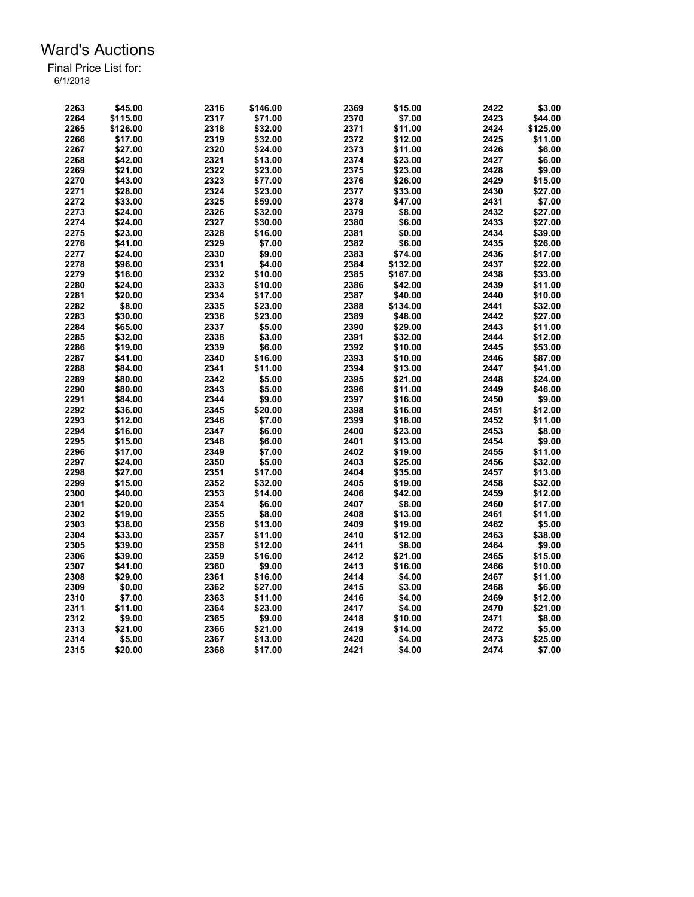# Ward's Auctions

Final Price List for:
6/1/2018

| | | | | | | | |
|---|---|---|---|---|---|---|---|
| 2263 | $45.00 | 2316 | $146.00 | 2369 | $15.00 | 2422 | $3.00 |
| 2264 | $115.00 | 2317 | $71.00 | 2370 | $7.00 | 2423 | $44.00 |
| 2265 | $126.00 | 2318 | $32.00 | 2371 | $11.00 | 2424 | $125.00 |
| 2266 | $17.00 | 2319 | $32.00 | 2372 | $12.00 | 2425 | $11.00 |
| 2267 | $27.00 | 2320 | $24.00 | 2373 | $11.00 | 2426 | $6.00 |
| 2268 | $42.00 | 2321 | $13.00 | 2374 | $23.00 | 2427 | $6.00 |
| 2269 | $21.00 | 2322 | $23.00 | 2375 | $23.00 | 2428 | $9.00 |
| 2270 | $43.00 | 2323 | $77.00 | 2376 | $26.00 | 2429 | $15.00 |
| 2271 | $28.00 | 2324 | $23.00 | 2377 | $33.00 | 2430 | $27.00 |
| 2272 | $33.00 | 2325 | $59.00 | 2378 | $47.00 | 2431 | $7.00 |
| 2273 | $24.00 | 2326 | $32.00 | 2379 | $8.00 | 2432 | $27.00 |
| 2274 | $24.00 | 2327 | $30.00 | 2380 | $6.00 | 2433 | $27.00 |
| 2275 | $23.00 | 2328 | $16.00 | 2381 | $0.00 | 2434 | $39.00 |
| 2276 | $41.00 | 2329 | $7.00 | 2382 | $6.00 | 2435 | $26.00 |
| 2277 | $24.00 | 2330 | $9.00 | 2383 | $74.00 | 2436 | $17.00 |
| 2278 | $96.00 | 2331 | $4.00 | 2384 | $132.00 | 2437 | $22.00 |
| 2279 | $16.00 | 2332 | $10.00 | 2385 | $167.00 | 2438 | $33.00 |
| 2280 | $24.00 | 2333 | $10.00 | 2386 | $42.00 | 2439 | $11.00 |
| 2281 | $20.00 | 2334 | $17.00 | 2387 | $40.00 | 2440 | $10.00 |
| 2282 | $8.00 | 2335 | $23.00 | 2388 | $134.00 | 2441 | $32.00 |
| 2283 | $30.00 | 2336 | $23.00 | 2389 | $48.00 | 2442 | $27.00 |
| 2284 | $65.00 | 2337 | $5.00 | 2390 | $29.00 | 2443 | $11.00 |
| 2285 | $32.00 | 2338 | $3.00 | 2391 | $32.00 | 2444 | $12.00 |
| 2286 | $19.00 | 2339 | $6.00 | 2392 | $10.00 | 2445 | $53.00 |
| 2287 | $41.00 | 2340 | $16.00 | 2393 | $10.00 | 2446 | $87.00 |
| 2288 | $84.00 | 2341 | $11.00 | 2394 | $13.00 | 2447 | $41.00 |
| 2289 | $80.00 | 2342 | $5.00 | 2395 | $21.00 | 2448 | $24.00 |
| 2290 | $80.00 | 2343 | $5.00 | 2396 | $11.00 | 2449 | $46.00 |
| 2291 | $84.00 | 2344 | $9.00 | 2397 | $16.00 | 2450 | $9.00 |
| 2292 | $36.00 | 2345 | $20.00 | 2398 | $16.00 | 2451 | $12.00 |
| 2293 | $12.00 | 2346 | $7.00 | 2399 | $18.00 | 2452 | $11.00 |
| 2294 | $16.00 | 2347 | $6.00 | 2400 | $23.00 | 2453 | $8.00 |
| 2295 | $15.00 | 2348 | $6.00 | 2401 | $13.00 | 2454 | $9.00 |
| 2296 | $17.00 | 2349 | $7.00 | 2402 | $19.00 | 2455 | $11.00 |
| 2297 | $24.00 | 2350 | $5.00 | 2403 | $25.00 | 2456 | $32.00 |
| 2298 | $27.00 | 2351 | $17.00 | 2404 | $35.00 | 2457 | $13.00 |
| 2299 | $15.00 | 2352 | $32.00 | 2405 | $19.00 | 2458 | $32.00 |
| 2300 | $40.00 | 2353 | $14.00 | 2406 | $42.00 | 2459 | $12.00 |
| 2301 | $20.00 | 2354 | $6.00 | 2407 | $8.00 | 2460 | $17.00 |
| 2302 | $19.00 | 2355 | $8.00 | 2408 | $13.00 | 2461 | $11.00 |
| 2303 | $38.00 | 2356 | $13.00 | 2409 | $19.00 | 2462 | $5.00 |
| 2304 | $33.00 | 2357 | $11.00 | 2410 | $12.00 | 2463 | $38.00 |
| 2305 | $39.00 | 2358 | $12.00 | 2411 | $8.00 | 2464 | $9.00 |
| 2306 | $39.00 | 2359 | $16.00 | 2412 | $21.00 | 2465 | $15.00 |
| 2307 | $41.00 | 2360 | $9.00 | 2413 | $16.00 | 2466 | $10.00 |
| 2308 | $29.00 | 2361 | $16.00 | 2414 | $4.00 | 2467 | $11.00 |
| 2309 | $0.00 | 2362 | $27.00 | 2415 | $3.00 | 2468 | $6.00 |
| 2310 | $7.00 | 2363 | $11.00 | 2416 | $4.00 | 2469 | $12.00 |
| 2311 | $11.00 | 2364 | $23.00 | 2417 | $4.00 | 2470 | $21.00 |
| 2312 | $9.00 | 2365 | $9.00 | 2418 | $10.00 | 2471 | $8.00 |
| 2313 | $21.00 | 2366 | $21.00 | 2419 | $14.00 | 2472 | $5.00 |
| 2314 | $5.00 | 2367 | $13.00 | 2420 | $4.00 | 2473 | $25.00 |
| 2315 | $20.00 | 2368 | $17.00 | 2421 | $4.00 | 2474 | $7.00 |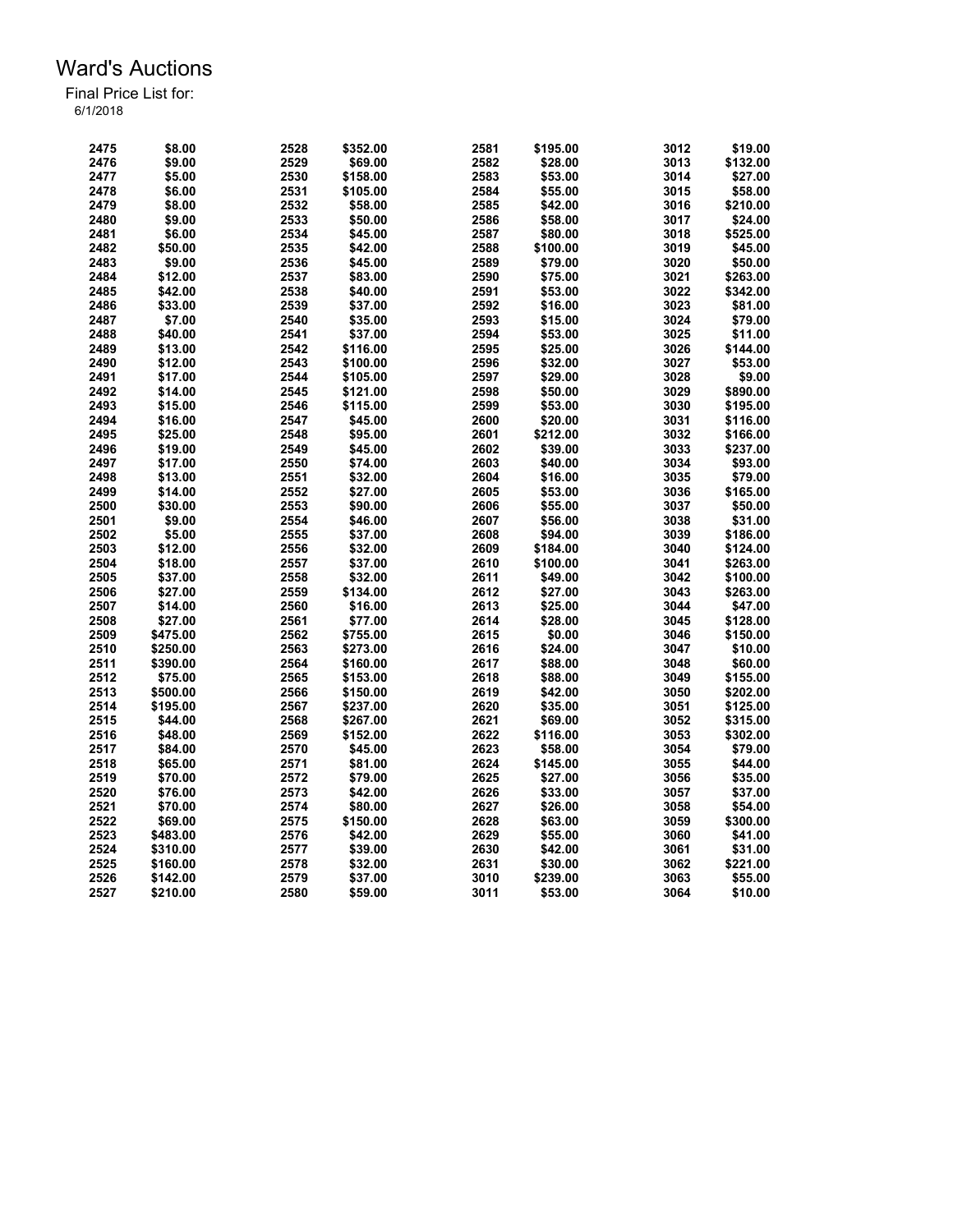# Ward's Auctions

Final Price List for:
6/1/2018

| Lot | Price | Lot | Price | Lot | Price | Lot | Price |
|---|---|---|---|---|---|---|---|
| 2475 | $8.00 | 2528 | $352.00 | 2581 | $195.00 | 3012 | $19.00 |
| 2476 | $9.00 | 2529 | $69.00 | 2582 | $28.00 | 3013 | $132.00 |
| 2477 | $5.00 | 2530 | $158.00 | 2583 | $53.00 | 3014 | $27.00 |
| 2478 | $6.00 | 2531 | $105.00 | 2584 | $55.00 | 3015 | $58.00 |
| 2479 | $8.00 | 2532 | $58.00 | 2585 | $42.00 | 3016 | $210.00 |
| 2480 | $9.00 | 2533 | $50.00 | 2586 | $58.00 | 3017 | $24.00 |
| 2481 | $6.00 | 2534 | $45.00 | 2587 | $80.00 | 3018 | $525.00 |
| 2482 | $50.00 | 2535 | $42.00 | 2588 | $100.00 | 3019 | $45.00 |
| 2483 | $9.00 | 2536 | $45.00 | 2589 | $79.00 | 3020 | $50.00 |
| 2484 | $12.00 | 2537 | $83.00 | 2590 | $75.00 | 3021 | $263.00 |
| 2485 | $42.00 | 2538 | $40.00 | 2591 | $53.00 | 3022 | $342.00 |
| 2486 | $33.00 | 2539 | $37.00 | 2592 | $16.00 | 3023 | $81.00 |
| 2487 | $7.00 | 2540 | $35.00 | 2593 | $15.00 | 3024 | $79.00 |
| 2488 | $40.00 | 2541 | $37.00 | 2594 | $53.00 | 3025 | $11.00 |
| 2489 | $13.00 | 2542 | $116.00 | 2595 | $25.00 | 3026 | $144.00 |
| 2490 | $12.00 | 2543 | $100.00 | 2596 | $32.00 | 3027 | $53.00 |
| 2491 | $17.00 | 2544 | $105.00 | 2597 | $29.00 | 3028 | $9.00 |
| 2492 | $14.00 | 2545 | $121.00 | 2598 | $50.00 | 3029 | $890.00 |
| 2493 | $15.00 | 2546 | $115.00 | 2599 | $53.00 | 3030 | $195.00 |
| 2494 | $16.00 | 2547 | $45.00 | 2600 | $20.00 | 3031 | $116.00 |
| 2495 | $25.00 | 2548 | $95.00 | 2601 | $212.00 | 3032 | $166.00 |
| 2496 | $19.00 | 2549 | $45.00 | 2602 | $39.00 | 3033 | $237.00 |
| 2497 | $17.00 | 2550 | $74.00 | 2603 | $40.00 | 3034 | $93.00 |
| 2498 | $13.00 | 2551 | $32.00 | 2604 | $16.00 | 3035 | $79.00 |
| 2499 | $14.00 | 2552 | $27.00 | 2605 | $53.00 | 3036 | $165.00 |
| 2500 | $30.00 | 2553 | $90.00 | 2606 | $55.00 | 3037 | $50.00 |
| 2501 | $9.00 | 2554 | $46.00 | 2607 | $56.00 | 3038 | $31.00 |
| 2502 | $5.00 | 2555 | $37.00 | 2608 | $94.00 | 3039 | $186.00 |
| 2503 | $12.00 | 2556 | $32.00 | 2609 | $184.00 | 3040 | $124.00 |
| 2504 | $18.00 | 2557 | $37.00 | 2610 | $100.00 | 3041 | $263.00 |
| 2505 | $37.00 | 2558 | $32.00 | 2611 | $49.00 | 3042 | $100.00 |
| 2506 | $27.00 | 2559 | $134.00 | 2612 | $27.00 | 3043 | $263.00 |
| 2507 | $14.00 | 2560 | $16.00 | 2613 | $25.00 | 3044 | $47.00 |
| 2508 | $27.00 | 2561 | $77.00 | 2614 | $28.00 | 3045 | $128.00 |
| 2509 | $475.00 | 2562 | $755.00 | 2615 | $0.00 | 3046 | $150.00 |
| 2510 | $250.00 | 2563 | $273.00 | 2616 | $24.00 | 3047 | $10.00 |
| 2511 | $390.00 | 2564 | $160.00 | 2617 | $88.00 | 3048 | $60.00 |
| 2512 | $75.00 | 2565 | $153.00 | 2618 | $88.00 | 3049 | $155.00 |
| 2513 | $500.00 | 2566 | $150.00 | 2619 | $42.00 | 3050 | $202.00 |
| 2514 | $195.00 | 2567 | $237.00 | 2620 | $35.00 | 3051 | $125.00 |
| 2515 | $44.00 | 2568 | $267.00 | 2621 | $69.00 | 3052 | $315.00 |
| 2516 | $48.00 | 2569 | $152.00 | 2622 | $116.00 | 3053 | $302.00 |
| 2517 | $84.00 | 2570 | $45.00 | 2623 | $58.00 | 3054 | $79.00 |
| 2518 | $65.00 | 2571 | $81.00 | 2624 | $145.00 | 3055 | $44.00 |
| 2519 | $70.00 | 2572 | $79.00 | 2625 | $27.00 | 3056 | $35.00 |
| 2520 | $76.00 | 2573 | $42.00 | 2626 | $33.00 | 3057 | $37.00 |
| 2521 | $70.00 | 2574 | $80.00 | 2627 | $26.00 | 3058 | $54.00 |
| 2522 | $69.00 | 2575 | $150.00 | 2628 | $63.00 | 3059 | $300.00 |
| 2523 | $483.00 | 2576 | $42.00 | 2629 | $55.00 | 3060 | $41.00 |
| 2524 | $310.00 | 2577 | $39.00 | 2630 | $42.00 | 3061 | $31.00 |
| 2525 | $160.00 | 2578 | $32.00 | 2631 | $30.00 | 3062 | $221.00 |
| 2526 | $142.00 | 2579 | $37.00 | 3010 | $239.00 | 3063 | $55.00 |
| 2527 | $210.00 | 2580 | $59.00 | 3011 | $53.00 | 3064 | $10.00 |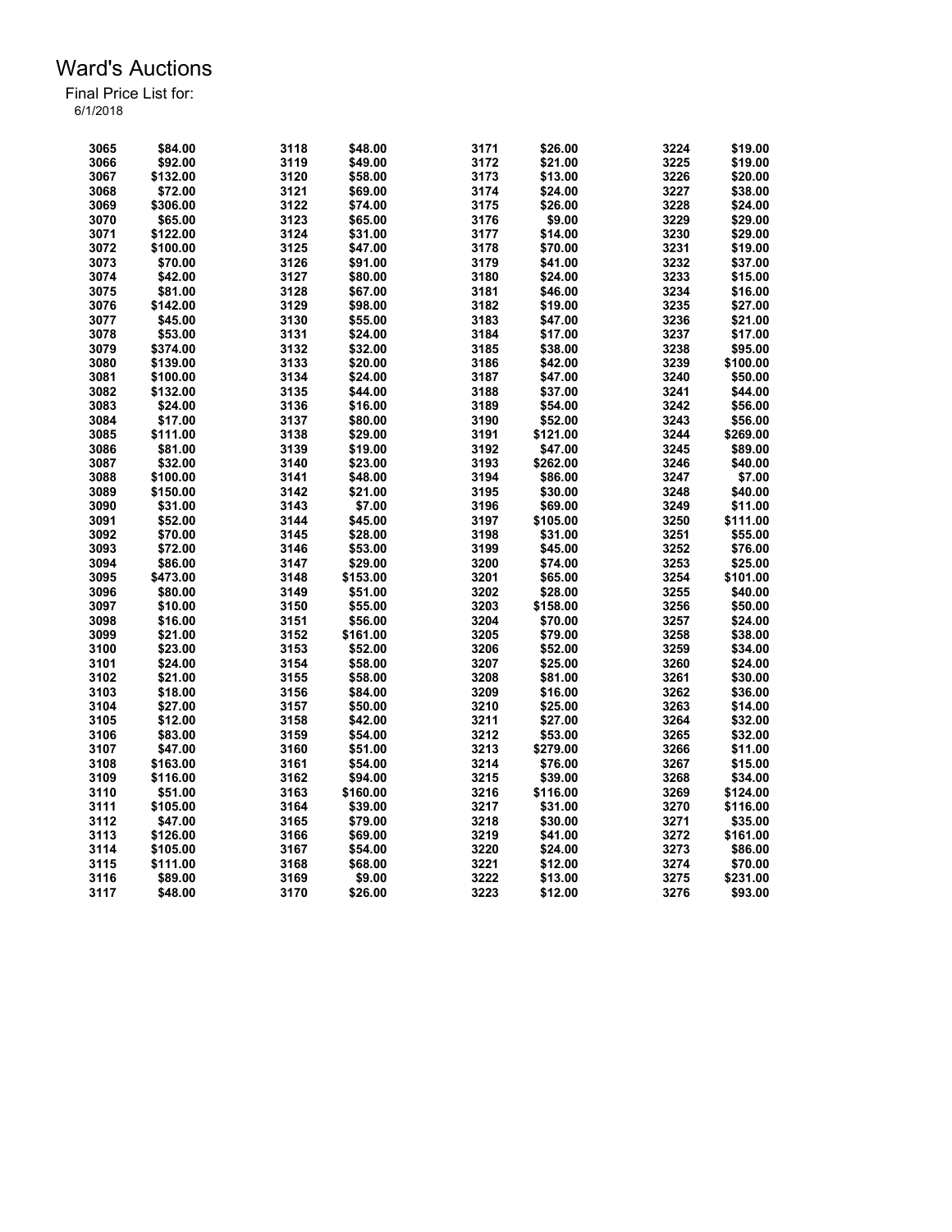# Ward's Auctions

Final Price List for:
6/1/2018

| Lot | Price | Lot | Price | Lot | Price | Lot | Price |
|---|---|---|---|---|---|---|---|
| 3065 | $84.00 | 3118 | $48.00 | 3171 | $26.00 | 3224 | $19.00 |
| 3066 | $92.00 | 3119 | $49.00 | 3172 | $21.00 | 3225 | $19.00 |
| 3067 | $132.00 | 3120 | $58.00 | 3173 | $13.00 | 3226 | $20.00 |
| 3068 | $72.00 | 3121 | $69.00 | 3174 | $24.00 | 3227 | $38.00 |
| 3069 | $306.00 | 3122 | $74.00 | 3175 | $26.00 | 3228 | $24.00 |
| 3070 | $65.00 | 3123 | $65.00 | 3176 | $9.00 | 3229 | $29.00 |
| 3071 | $122.00 | 3124 | $31.00 | 3177 | $14.00 | 3230 | $29.00 |
| 3072 | $100.00 | 3125 | $47.00 | 3178 | $70.00 | 3231 | $19.00 |
| 3073 | $70.00 | 3126 | $91.00 | 3179 | $41.00 | 3232 | $37.00 |
| 3074 | $42.00 | 3127 | $80.00 | 3180 | $24.00 | 3233 | $15.00 |
| 3075 | $81.00 | 3128 | $67.00 | 3181 | $46.00 | 3234 | $16.00 |
| 3076 | $142.00 | 3129 | $98.00 | 3182 | $19.00 | 3235 | $27.00 |
| 3077 | $45.00 | 3130 | $55.00 | 3183 | $47.00 | 3236 | $21.00 |
| 3078 | $53.00 | 3131 | $24.00 | 3184 | $17.00 | 3237 | $17.00 |
| 3079 | $374.00 | 3132 | $32.00 | 3185 | $38.00 | 3238 | $95.00 |
| 3080 | $139.00 | 3133 | $20.00 | 3186 | $42.00 | 3239 | $100.00 |
| 3081 | $100.00 | 3134 | $24.00 | 3187 | $47.00 | 3240 | $50.00 |
| 3082 | $132.00 | 3135 | $44.00 | 3188 | $37.00 | 3241 | $44.00 |
| 3083 | $24.00 | 3136 | $16.00 | 3189 | $54.00 | 3242 | $56.00 |
| 3084 | $17.00 | 3137 | $80.00 | 3190 | $52.00 | 3243 | $56.00 |
| 3085 | $111.00 | 3138 | $29.00 | 3191 | $121.00 | 3244 | $269.00 |
| 3086 | $81.00 | 3139 | $19.00 | 3192 | $47.00 | 3245 | $89.00 |
| 3087 | $32.00 | 3140 | $23.00 | 3193 | $262.00 | 3246 | $40.00 |
| 3088 | $100.00 | 3141 | $48.00 | 3194 | $86.00 | 3247 | $7.00 |
| 3089 | $150.00 | 3142 | $21.00 | 3195 | $30.00 | 3248 | $40.00 |
| 3090 | $31.00 | 3143 | $7.00 | 3196 | $69.00 | 3249 | $11.00 |
| 3091 | $52.00 | 3144 | $45.00 | 3197 | $105.00 | 3250 | $111.00 |
| 3092 | $70.00 | 3145 | $28.00 | 3198 | $31.00 | 3251 | $55.00 |
| 3093 | $72.00 | 3146 | $53.00 | 3199 | $45.00 | 3252 | $76.00 |
| 3094 | $86.00 | 3147 | $29.00 | 3200 | $74.00 | 3253 | $25.00 |
| 3095 | $473.00 | 3148 | $153.00 | 3201 | $65.00 | 3254 | $101.00 |
| 3096 | $80.00 | 3149 | $51.00 | 3202 | $28.00 | 3255 | $40.00 |
| 3097 | $10.00 | 3150 | $55.00 | 3203 | $158.00 | 3256 | $50.00 |
| 3098 | $16.00 | 3151 | $56.00 | 3204 | $70.00 | 3257 | $24.00 |
| 3099 | $21.00 | 3152 | $161.00 | 3205 | $79.00 | 3258 | $38.00 |
| 3100 | $23.00 | 3153 | $52.00 | 3206 | $52.00 | 3259 | $34.00 |
| 3101 | $24.00 | 3154 | $58.00 | 3207 | $25.00 | 3260 | $24.00 |
| 3102 | $21.00 | 3155 | $58.00 | 3208 | $81.00 | 3261 | $30.00 |
| 3103 | $18.00 | 3156 | $84.00 | 3209 | $16.00 | 3262 | $36.00 |
| 3104 | $27.00 | 3157 | $50.00 | 3210 | $25.00 | 3263 | $14.00 |
| 3105 | $12.00 | 3158 | $42.00 | 3211 | $27.00 | 3264 | $32.00 |
| 3106 | $83.00 | 3159 | $54.00 | 3212 | $53.00 | 3265 | $32.00 |
| 3107 | $47.00 | 3160 | $51.00 | 3213 | $279.00 | 3266 | $11.00 |
| 3108 | $163.00 | 3161 | $54.00 | 3214 | $76.00 | 3267 | $15.00 |
| 3109 | $116.00 | 3162 | $94.00 | 3215 | $39.00 | 3268 | $34.00 |
| 3110 | $51.00 | 3163 | $160.00 | 3216 | $116.00 | 3269 | $124.00 |
| 3111 | $105.00 | 3164 | $39.00 | 3217 | $31.00 | 3270 | $116.00 |
| 3112 | $47.00 | 3165 | $79.00 | 3218 | $30.00 | 3271 | $35.00 |
| 3113 | $126.00 | 3166 | $69.00 | 3219 | $41.00 | 3272 | $161.00 |
| 3114 | $105.00 | 3167 | $54.00 | 3220 | $24.00 | 3273 | $86.00 |
| 3115 | $111.00 | 3168 | $68.00 | 3221 | $12.00 | 3274 | $70.00 |
| 3116 | $89.00 | 3169 | $9.00 | 3222 | $13.00 | 3275 | $231.00 |
| 3117 | $48.00 | 3170 | $26.00 | 3223 | $12.00 | 3276 | $93.00 |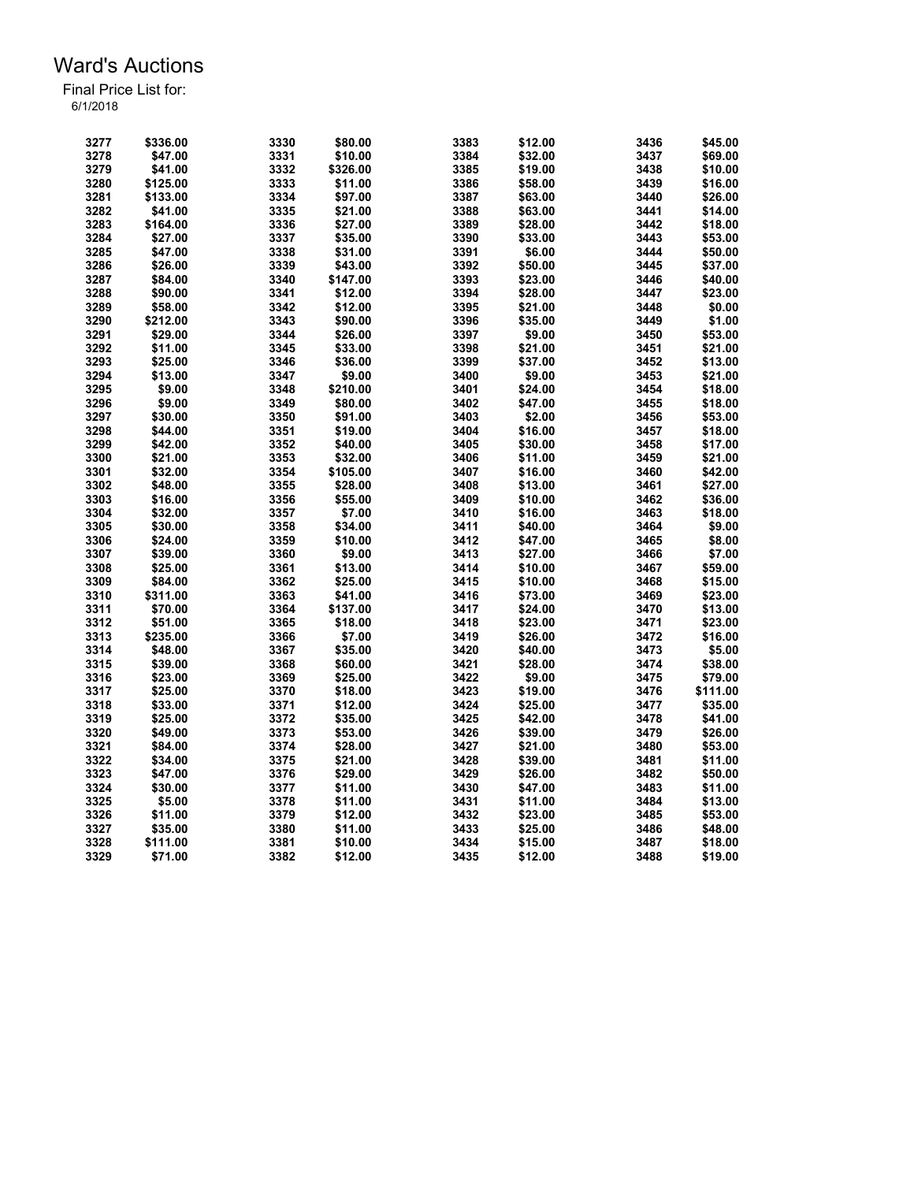# Ward's Auctions

Final Price List for:
6/1/2018

| Lot | Price | Lot | Price | Lot | Price | Lot | Price |
|---|---|---|---|---|---|---|---|
| 3277 | $336.00 | 3330 | $80.00 | 3383 | $12.00 | 3436 | $45.00 |
| 3278 | $47.00 | 3331 | $10.00 | 3384 | $32.00 | 3437 | $69.00 |
| 3279 | $41.00 | 3332 | $326.00 | 3385 | $19.00 | 3438 | $10.00 |
| 3280 | $125.00 | 3333 | $11.00 | 3386 | $58.00 | 3439 | $16.00 |
| 3281 | $133.00 | 3334 | $97.00 | 3387 | $63.00 | 3440 | $26.00 |
| 3282 | $41.00 | 3335 | $21.00 | 3388 | $63.00 | 3441 | $14.00 |
| 3283 | $164.00 | 3336 | $27.00 | 3389 | $28.00 | 3442 | $18.00 |
| 3284 | $27.00 | 3337 | $35.00 | 3390 | $33.00 | 3443 | $53.00 |
| 3285 | $47.00 | 3338 | $31.00 | 3391 | $6.00 | 3444 | $50.00 |
| 3286 | $26.00 | 3339 | $43.00 | 3392 | $50.00 | 3445 | $37.00 |
| 3287 | $84.00 | 3340 | $147.00 | 3393 | $23.00 | 3446 | $40.00 |
| 3288 | $90.00 | 3341 | $12.00 | 3394 | $28.00 | 3447 | $23.00 |
| 3289 | $58.00 | 3342 | $12.00 | 3395 | $21.00 | 3448 | $0.00 |
| 3290 | $212.00 | 3343 | $90.00 | 3396 | $35.00 | 3449 | $1.00 |
| 3291 | $29.00 | 3344 | $26.00 | 3397 | $9.00 | 3450 | $53.00 |
| 3292 | $11.00 | 3345 | $33.00 | 3398 | $21.00 | 3451 | $21.00 |
| 3293 | $25.00 | 3346 | $36.00 | 3399 | $37.00 | 3452 | $13.00 |
| 3294 | $13.00 | 3347 | $9.00 | 3400 | $9.00 | 3453 | $21.00 |
| 3295 | $9.00 | 3348 | $210.00 | 3401 | $24.00 | 3454 | $18.00 |
| 3296 | $9.00 | 3349 | $80.00 | 3402 | $47.00 | 3455 | $18.00 |
| 3297 | $30.00 | 3350 | $91.00 | 3403 | $2.00 | 3456 | $53.00 |
| 3298 | $44.00 | 3351 | $19.00 | 3404 | $16.00 | 3457 | $18.00 |
| 3299 | $42.00 | 3352 | $40.00 | 3405 | $30.00 | 3458 | $17.00 |
| 3300 | $21.00 | 3353 | $32.00 | 3406 | $11.00 | 3459 | $21.00 |
| 3301 | $32.00 | 3354 | $105.00 | 3407 | $16.00 | 3460 | $42.00 |
| 3302 | $48.00 | 3355 | $28.00 | 3408 | $13.00 | 3461 | $27.00 |
| 3303 | $16.00 | 3356 | $55.00 | 3409 | $10.00 | 3462 | $36.00 |
| 3304 | $32.00 | 3357 | $7.00 | 3410 | $16.00 | 3463 | $18.00 |
| 3305 | $30.00 | 3358 | $34.00 | 3411 | $40.00 | 3464 | $9.00 |
| 3306 | $24.00 | 3359 | $10.00 | 3412 | $47.00 | 3465 | $8.00 |
| 3307 | $39.00 | 3360 | $9.00 | 3413 | $27.00 | 3466 | $7.00 |
| 3308 | $25.00 | 3361 | $13.00 | 3414 | $10.00 | 3467 | $59.00 |
| 3309 | $84.00 | 3362 | $25.00 | 3415 | $10.00 | 3468 | $15.00 |
| 3310 | $311.00 | 3363 | $41.00 | 3416 | $73.00 | 3469 | $23.00 |
| 3311 | $70.00 | 3364 | $137.00 | 3417 | $24.00 | 3470 | $13.00 |
| 3312 | $51.00 | 3365 | $18.00 | 3418 | $23.00 | 3471 | $23.00 |
| 3313 | $235.00 | 3366 | $7.00 | 3419 | $26.00 | 3472 | $16.00 |
| 3314 | $48.00 | 3367 | $35.00 | 3420 | $40.00 | 3473 | $5.00 |
| 3315 | $39.00 | 3368 | $60.00 | 3421 | $28.00 | 3474 | $38.00 |
| 3316 | $23.00 | 3369 | $25.00 | 3422 | $9.00 | 3475 | $79.00 |
| 3317 | $25.00 | 3370 | $18.00 | 3423 | $19.00 | 3476 | $111.00 |
| 3318 | $33.00 | 3371 | $12.00 | 3424 | $25.00 | 3477 | $35.00 |
| 3319 | $25.00 | 3372 | $35.00 | 3425 | $42.00 | 3478 | $41.00 |
| 3320 | $49.00 | 3373 | $53.00 | 3426 | $39.00 | 3479 | $26.00 |
| 3321 | $84.00 | 3374 | $28.00 | 3427 | $21.00 | 3480 | $53.00 |
| 3322 | $34.00 | 3375 | $21.00 | 3428 | $39.00 | 3481 | $11.00 |
| 3323 | $47.00 | 3376 | $29.00 | 3429 | $26.00 | 3482 | $50.00 |
| 3324 | $30.00 | 3377 | $11.00 | 3430 | $47.00 | 3483 | $11.00 |
| 3325 | $5.00 | 3378 | $11.00 | 3431 | $11.00 | 3484 | $13.00 |
| 3326 | $11.00 | 3379 | $12.00 | 3432 | $23.00 | 3485 | $53.00 |
| 3327 | $35.00 | 3380 | $11.00 | 3433 | $25.00 | 3486 | $48.00 |
| 3328 | $111.00 | 3381 | $10.00 | 3434 | $15.00 | 3487 | $18.00 |
| 3329 | $71.00 | 3382 | $12.00 | 3435 | $12.00 | 3488 | $19.00 |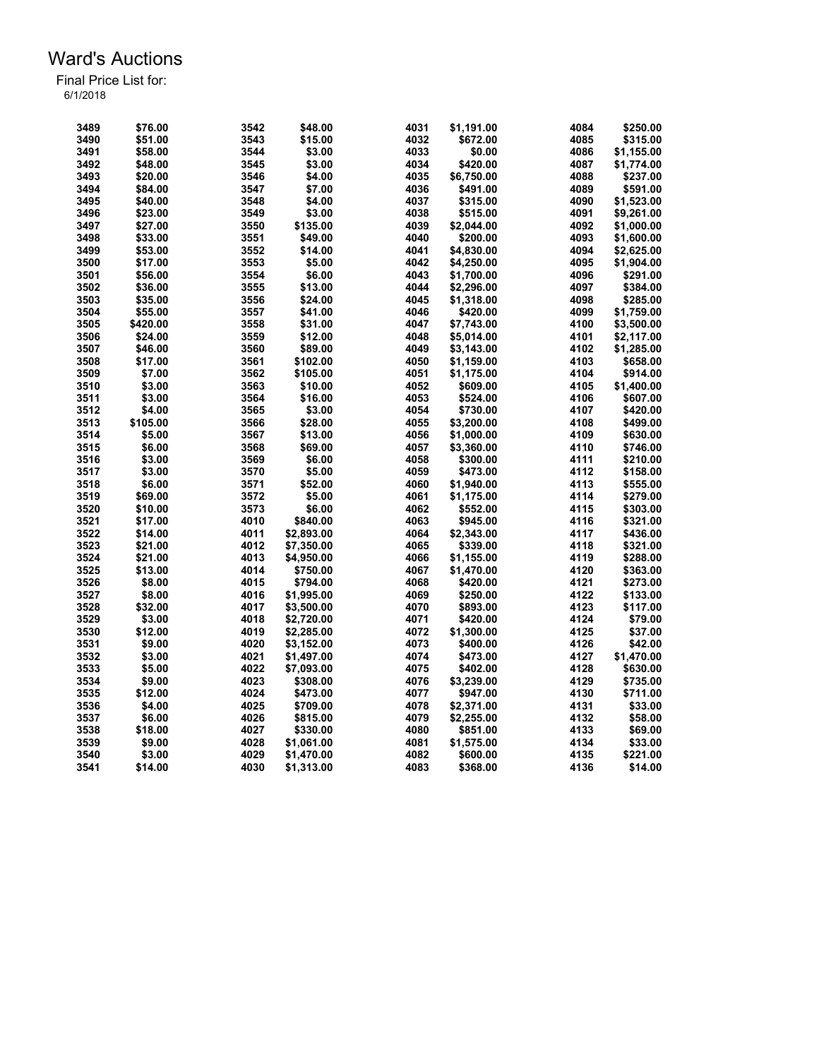# Ward's Auctions

Final Price List for:
6/1/2018

| Lot | Price | Lot | Price | Lot | Price | Lot | Price |
|---|---|---|---|---|---|---|---|
| 3489 | $76.00 | 3542 | $48.00 | 4031 | $1,191.00 | 4084 | $250.00 |
| 3490 | $51.00 | 3543 | $15.00 | 4032 | $672.00 | 4085 | $315.00 |
| 3491 | $58.00 | 3544 | $3.00 | 4033 | $0.00 | 4086 | $1,155.00 |
| 3492 | $48.00 | 3545 | $3.00 | 4034 | $420.00 | 4087 | $1,774.00 |
| 3493 | $20.00 | 3546 | $4.00 | 4035 | $6,750.00 | 4088 | $237.00 |
| 3494 | $84.00 | 3547 | $7.00 | 4036 | $491.00 | 4089 | $591.00 |
| 3495 | $40.00 | 3548 | $4.00 | 4037 | $315.00 | 4090 | $1,523.00 |
| 3496 | $23.00 | 3549 | $3.00 | 4038 | $515.00 | 4091 | $9,261.00 |
| 3497 | $27.00 | 3550 | $135.00 | 4039 | $2,044.00 | 4092 | $1,000.00 |
| 3498 | $33.00 | 3551 | $49.00 | 4040 | $200.00 | 4093 | $1,600.00 |
| 3499 | $53.00 | 3552 | $14.00 | 4041 | $4,830.00 | 4094 | $2,625.00 |
| 3500 | $17.00 | 3553 | $5.00 | 4042 | $4,250.00 | 4095 | $1,904.00 |
| 3501 | $56.00 | 3554 | $6.00 | 4043 | $1,700.00 | 4096 | $291.00 |
| 3502 | $36.00 | 3555 | $13.00 | 4044 | $2,296.00 | 4097 | $384.00 |
| 3503 | $35.00 | 3556 | $24.00 | 4045 | $1,318.00 | 4098 | $285.00 |
| 3504 | $55.00 | 3557 | $41.00 | 4046 | $420.00 | 4099 | $1,759.00 |
| 3505 | $420.00 | 3558 | $31.00 | 4047 | $7,743.00 | 4100 | $3,500.00 |
| 3506 | $24.00 | 3559 | $12.00 | 4048 | $5,014.00 | 4101 | $2,117.00 |
| 3507 | $46.00 | 3560 | $89.00 | 4049 | $3,143.00 | 4102 | $1,285.00 |
| 3508 | $17.00 | 3561 | $102.00 | 4050 | $1,159.00 | 4103 | $658.00 |
| 3509 | $7.00 | 3562 | $105.00 | 4051 | $1,175.00 | 4104 | $914.00 |
| 3510 | $3.00 | 3563 | $10.00 | 4052 | $609.00 | 4105 | $1,400.00 |
| 3511 | $3.00 | 3564 | $16.00 | 4053 | $524.00 | 4106 | $607.00 |
| 3512 | $4.00 | 3565 | $3.00 | 4054 | $730.00 | 4107 | $420.00 |
| 3513 | $105.00 | 3566 | $28.00 | 4055 | $3,200.00 | 4108 | $499.00 |
| 3514 | $5.00 | 3567 | $13.00 | 4056 | $1,000.00 | 4109 | $630.00 |
| 3515 | $6.00 | 3568 | $69.00 | 4057 | $3,360.00 | 4110 | $746.00 |
| 3516 | $3.00 | 3569 | $6.00 | 4058 | $300.00 | 4111 | $210.00 |
| 3517 | $3.00 | 3570 | $5.00 | 4059 | $473.00 | 4112 | $158.00 |
| 3518 | $6.00 | 3571 | $52.00 | 4060 | $1,940.00 | 4113 | $555.00 |
| 3519 | $69.00 | 3572 | $5.00 | 4061 | $1,175.00 | 4114 | $279.00 |
| 3520 | $10.00 | 3573 | $6.00 | 4062 | $552.00 | 4115 | $303.00 |
| 3521 | $17.00 | 4010 | $840.00 | 4063 | $945.00 | 4116 | $321.00 |
| 3522 | $14.00 | 4011 | $2,893.00 | 4064 | $2,343.00 | 4117 | $436.00 |
| 3523 | $21.00 | 4012 | $7,350.00 | 4065 | $339.00 | 4118 | $321.00 |
| 3524 | $21.00 | 4013 | $4,950.00 | 4066 | $1,155.00 | 4119 | $288.00 |
| 3525 | $13.00 | 4014 | $750.00 | 4067 | $1,470.00 | 4120 | $363.00 |
| 3526 | $8.00 | 4015 | $794.00 | 4068 | $420.00 | 4121 | $273.00 |
| 3527 | $8.00 | 4016 | $1,995.00 | 4069 | $250.00 | 4122 | $133.00 |
| 3528 | $32.00 | 4017 | $3,500.00 | 4070 | $893.00 | 4123 | $117.00 |
| 3529 | $3.00 | 4018 | $2,720.00 | 4071 | $420.00 | 4124 | $79.00 |
| 3530 | $12.00 | 4019 | $2,285.00 | 4072 | $1,300.00 | 4125 | $37.00 |
| 3531 | $9.00 | 4020 | $3,152.00 | 4073 | $400.00 | 4126 | $42.00 |
| 3532 | $3.00 | 4021 | $1,497.00 | 4074 | $473.00 | 4127 | $1,470.00 |
| 3533 | $5.00 | 4022 | $7,093.00 | 4075 | $402.00 | 4128 | $630.00 |
| 3534 | $9.00 | 4023 | $308.00 | 4076 | $3,239.00 | 4129 | $735.00 |
| 3535 | $12.00 | 4024 | $473.00 | 4077 | $947.00 | 4130 | $711.00 |
| 3536 | $4.00 | 4025 | $709.00 | 4078 | $2,371.00 | 4131 | $33.00 |
| 3537 | $6.00 | 4026 | $815.00 | 4079 | $2,255.00 | 4132 | $58.00 |
| 3538 | $18.00 | 4027 | $330.00 | 4080 | $851.00 | 4133 | $69.00 |
| 3539 | $9.00 | 4028 | $1,061.00 | 4081 | $1,575.00 | 4134 | $33.00 |
| 3540 | $3.00 | 4029 | $1,470.00 | 4082 | $600.00 | 4135 | $221.00 |
| 3541 | $14.00 | 4030 | $1,313.00 | 4083 | $368.00 | 4136 | $14.00 |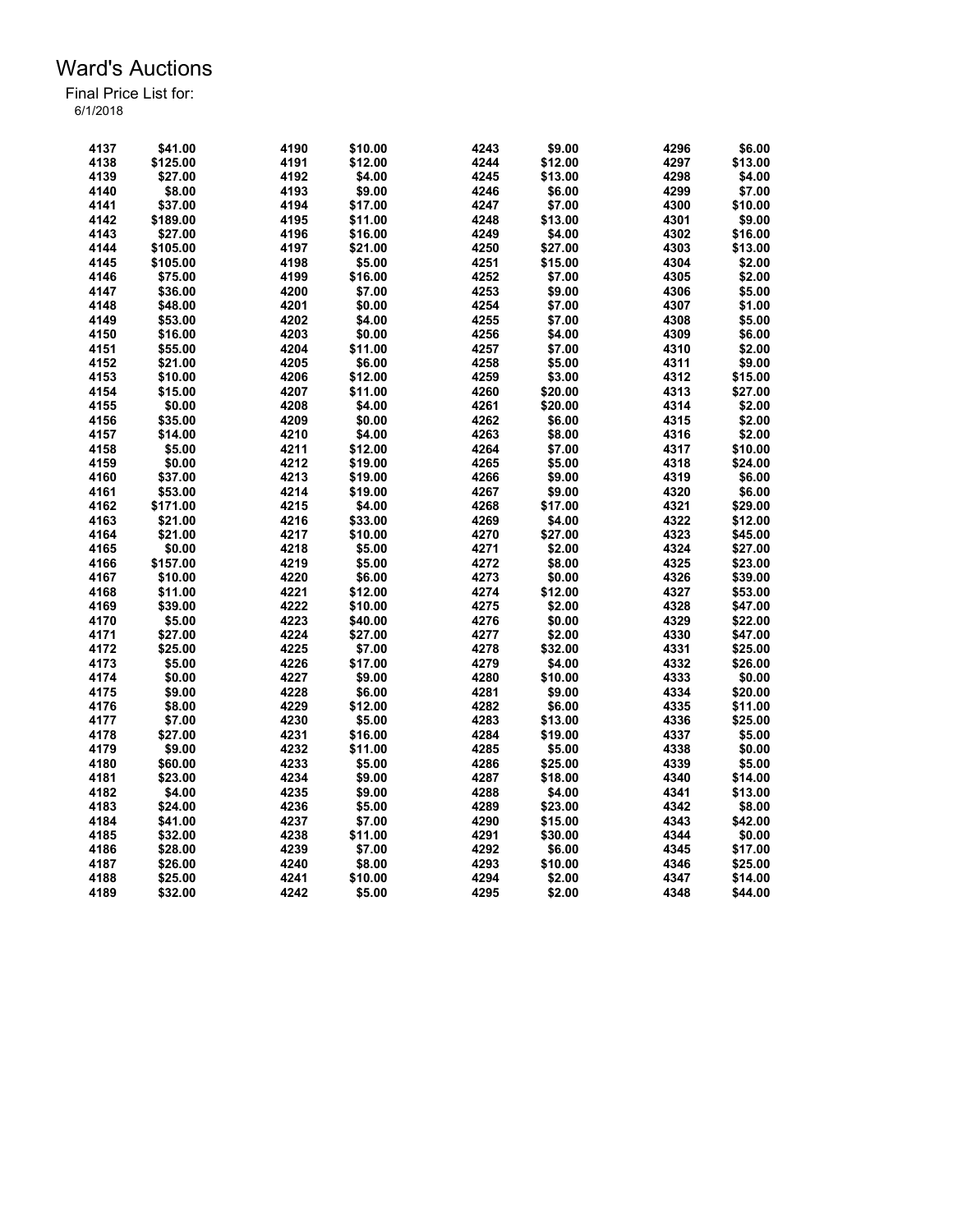# Ward's Auctions

Final Price List for:
6/1/2018

| Lot | Price | Lot | Price | Lot | Price | Lot | Price |
|---|---|---|---|---|---|---|---|
| 4137 | $41.00 | 4190 | $10.00 | 4243 | $9.00 | 4296 | $6.00 |
| 4138 | $125.00 | 4191 | $12.00 | 4244 | $12.00 | 4297 | $13.00 |
| 4139 | $27.00 | 4192 | $4.00 | 4245 | $13.00 | 4298 | $4.00 |
| 4140 | $8.00 | 4193 | $9.00 | 4246 | $6.00 | 4299 | $7.00 |
| 4141 | $37.00 | 4194 | $17.00 | 4247 | $7.00 | 4300 | $10.00 |
| 4142 | $189.00 | 4195 | $11.00 | 4248 | $13.00 | 4301 | $9.00 |
| 4143 | $27.00 | 4196 | $16.00 | 4249 | $4.00 | 4302 | $16.00 |
| 4144 | $105.00 | 4197 | $21.00 | 4250 | $27.00 | 4303 | $13.00 |
| 4145 | $105.00 | 4198 | $5.00 | 4251 | $15.00 | 4304 | $2.00 |
| 4146 | $75.00 | 4199 | $16.00 | 4252 | $7.00 | 4305 | $2.00 |
| 4147 | $36.00 | 4200 | $7.00 | 4253 | $9.00 | 4306 | $5.00 |
| 4148 | $48.00 | 4201 | $0.00 | 4254 | $7.00 | 4307 | $1.00 |
| 4149 | $53.00 | 4202 | $4.00 | 4255 | $7.00 | 4308 | $5.00 |
| 4150 | $16.00 | 4203 | $0.00 | 4256 | $4.00 | 4309 | $6.00 |
| 4151 | $55.00 | 4204 | $11.00 | 4257 | $7.00 | 4310 | $2.00 |
| 4152 | $21.00 | 4205 | $6.00 | 4258 | $5.00 | 4311 | $9.00 |
| 4153 | $10.00 | 4206 | $12.00 | 4259 | $3.00 | 4312 | $15.00 |
| 4154 | $15.00 | 4207 | $11.00 | 4260 | $20.00 | 4313 | $27.00 |
| 4155 | $0.00 | 4208 | $4.00 | 4261 | $20.00 | 4314 | $2.00 |
| 4156 | $35.00 | 4209 | $0.00 | 4262 | $6.00 | 4315 | $2.00 |
| 4157 | $14.00 | 4210 | $4.00 | 4263 | $8.00 | 4316 | $2.00 |
| 4158 | $5.00 | 4211 | $12.00 | 4264 | $7.00 | 4317 | $10.00 |
| 4159 | $0.00 | 4212 | $19.00 | 4265 | $5.00 | 4318 | $24.00 |
| 4160 | $37.00 | 4213 | $19.00 | 4266 | $9.00 | 4319 | $6.00 |
| 4161 | $53.00 | 4214 | $19.00 | 4267 | $9.00 | 4320 | $6.00 |
| 4162 | $171.00 | 4215 | $4.00 | 4268 | $17.00 | 4321 | $29.00 |
| 4163 | $21.00 | 4216 | $33.00 | 4269 | $4.00 | 4322 | $12.00 |
| 4164 | $21.00 | 4217 | $10.00 | 4270 | $27.00 | 4323 | $45.00 |
| 4165 | $0.00 | 4218 | $5.00 | 4271 | $2.00 | 4324 | $27.00 |
| 4166 | $157.00 | 4219 | $5.00 | 4272 | $8.00 | 4325 | $23.00 |
| 4167 | $10.00 | 4220 | $6.00 | 4273 | $0.00 | 4326 | $39.00 |
| 4168 | $11.00 | 4221 | $12.00 | 4274 | $12.00 | 4327 | $53.00 |
| 4169 | $39.00 | 4222 | $10.00 | 4275 | $2.00 | 4328 | $47.00 |
| 4170 | $5.00 | 4223 | $40.00 | 4276 | $0.00 | 4329 | $22.00 |
| 4171 | $27.00 | 4224 | $27.00 | 4277 | $2.00 | 4330 | $47.00 |
| 4172 | $25.00 | 4225 | $7.00 | 4278 | $32.00 | 4331 | $25.00 |
| 4173 | $5.00 | 4226 | $17.00 | 4279 | $4.00 | 4332 | $26.00 |
| 4174 | $0.00 | 4227 | $9.00 | 4280 | $10.00 | 4333 | $0.00 |
| 4175 | $9.00 | 4228 | $6.00 | 4281 | $9.00 | 4334 | $20.00 |
| 4176 | $8.00 | 4229 | $12.00 | 4282 | $6.00 | 4335 | $11.00 |
| 4177 | $7.00 | 4230 | $5.00 | 4283 | $13.00 | 4336 | $25.00 |
| 4178 | $27.00 | 4231 | $16.00 | 4284 | $19.00 | 4337 | $5.00 |
| 4179 | $9.00 | 4232 | $11.00 | 4285 | $5.00 | 4338 | $0.00 |
| 4180 | $60.00 | 4233 | $5.00 | 4286 | $25.00 | 4339 | $5.00 |
| 4181 | $23.00 | 4234 | $9.00 | 4287 | $18.00 | 4340 | $14.00 |
| 4182 | $4.00 | 4235 | $9.00 | 4288 | $4.00 | 4341 | $13.00 |
| 4183 | $24.00 | 4236 | $5.00 | 4289 | $23.00 | 4342 | $8.00 |
| 4184 | $41.00 | 4237 | $7.00 | 4290 | $15.00 | 4343 | $42.00 |
| 4185 | $32.00 | 4238 | $11.00 | 4291 | $30.00 | 4344 | $0.00 |
| 4186 | $28.00 | 4239 | $7.00 | 4292 | $6.00 | 4345 | $17.00 |
| 4187 | $26.00 | 4240 | $8.00 | 4293 | $10.00 | 4346 | $25.00 |
| 4188 | $25.00 | 4241 | $10.00 | 4294 | $2.00 | 4347 | $14.00 |
| 4189 | $32.00 | 4242 | $5.00 | 4295 | $2.00 | 4348 | $44.00 |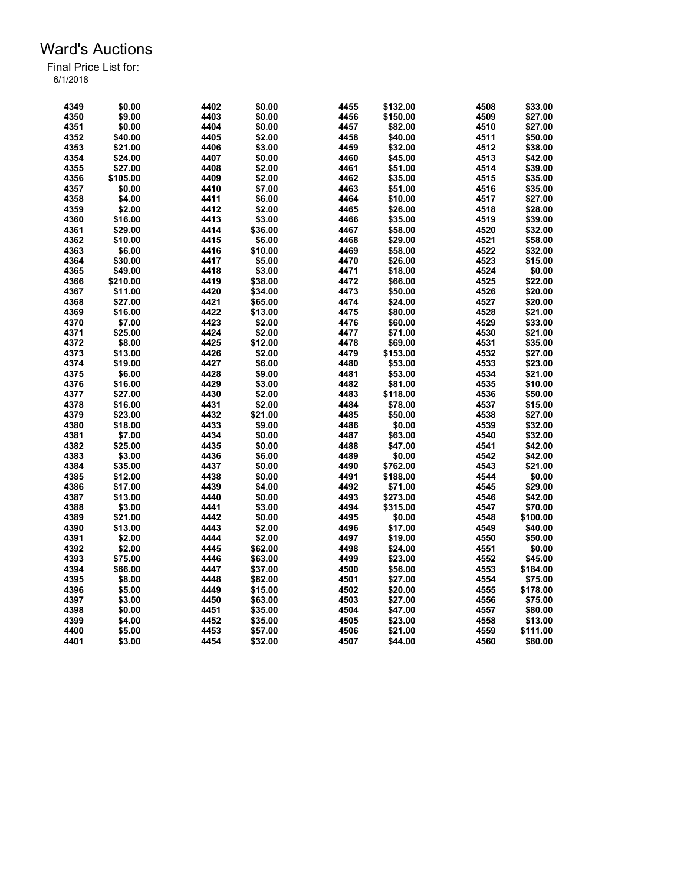# Ward's Auctions

Final Price List for:
6/1/2018

| Lot | Price | Lot | Price | Lot | Price | Lot | Price |
|---|---|---|---|---|---|---|---|
| 4349 | $0.00 | 4402 | $0.00 | 4455 | $132.00 | 4508 | $33.00 |
| 4350 | $9.00 | 4403 | $0.00 | 4456 | $150.00 | 4509 | $27.00 |
| 4351 | $0.00 | 4404 | $0.00 | 4457 | $82.00 | 4510 | $27.00 |
| 4352 | $40.00 | 4405 | $2.00 | 4458 | $40.00 | 4511 | $50.00 |
| 4353 | $21.00 | 4406 | $3.00 | 4459 | $32.00 | 4512 | $38.00 |
| 4354 | $24.00 | 4407 | $0.00 | 4460 | $45.00 | 4513 | $42.00 |
| 4355 | $27.00 | 4408 | $2.00 | 4461 | $51.00 | 4514 | $39.00 |
| 4356 | $105.00 | 4409 | $2.00 | 4462 | $35.00 | 4515 | $35.00 |
| 4357 | $0.00 | 4410 | $7.00 | 4463 | $51.00 | 4516 | $35.00 |
| 4358 | $4.00 | 4411 | $6.00 | 4464 | $10.00 | 4517 | $27.00 |
| 4359 | $2.00 | 4412 | $2.00 | 4465 | $26.00 | 4518 | $28.00 |
| 4360 | $16.00 | 4413 | $3.00 | 4466 | $35.00 | 4519 | $39.00 |
| 4361 | $29.00 | 4414 | $36.00 | 4467 | $58.00 | 4520 | $32.00 |
| 4362 | $10.00 | 4415 | $6.00 | 4468 | $29.00 | 4521 | $58.00 |
| 4363 | $6.00 | 4416 | $10.00 | 4469 | $58.00 | 4522 | $32.00 |
| 4364 | $30.00 | 4417 | $5.00 | 4470 | $26.00 | 4523 | $15.00 |
| 4365 | $49.00 | 4418 | $3.00 | 4471 | $18.00 | 4524 | $0.00 |
| 4366 | $210.00 | 4419 | $38.00 | 4472 | $66.00 | 4525 | $22.00 |
| 4367 | $11.00 | 4420 | $34.00 | 4473 | $50.00 | 4526 | $20.00 |
| 4368 | $27.00 | 4421 | $65.00 | 4474 | $24.00 | 4527 | $20.00 |
| 4369 | $16.00 | 4422 | $13.00 | 4475 | $80.00 | 4528 | $21.00 |
| 4370 | $7.00 | 4423 | $2.00 | 4476 | $60.00 | 4529 | $33.00 |
| 4371 | $25.00 | 4424 | $2.00 | 4477 | $71.00 | 4530 | $21.00 |
| 4372 | $8.00 | 4425 | $12.00 | 4478 | $69.00 | 4531 | $35.00 |
| 4373 | $13.00 | 4426 | $2.00 | 4479 | $153.00 | 4532 | $27.00 |
| 4374 | $19.00 | 4427 | $6.00 | 4480 | $53.00 | 4533 | $23.00 |
| 4375 | $6.00 | 4428 | $9.00 | 4481 | $53.00 | 4534 | $21.00 |
| 4376 | $16.00 | 4429 | $3.00 | 4482 | $81.00 | 4535 | $10.00 |
| 4377 | $27.00 | 4430 | $2.00 | 4483 | $118.00 | 4536 | $50.00 |
| 4378 | $16.00 | 4431 | $2.00 | 4484 | $78.00 | 4537 | $15.00 |
| 4379 | $23.00 | 4432 | $21.00 | 4485 | $50.00 | 4538 | $27.00 |
| 4380 | $18.00 | 4433 | $9.00 | 4486 | $0.00 | 4539 | $32.00 |
| 4381 | $7.00 | 4434 | $0.00 | 4487 | $63.00 | 4540 | $32.00 |
| 4382 | $25.00 | 4435 | $0.00 | 4488 | $47.00 | 4541 | $42.00 |
| 4383 | $3.00 | 4436 | $6.00 | 4489 | $0.00 | 4542 | $42.00 |
| 4384 | $35.00 | 4437 | $0.00 | 4490 | $762.00 | 4543 | $21.00 |
| 4385 | $12.00 | 4438 | $0.00 | 4491 | $188.00 | 4544 | $0.00 |
| 4386 | $17.00 | 4439 | $4.00 | 4492 | $71.00 | 4545 | $29.00 |
| 4387 | $13.00 | 4440 | $0.00 | 4493 | $273.00 | 4546 | $42.00 |
| 4388 | $3.00 | 4441 | $3.00 | 4494 | $315.00 | 4547 | $70.00 |
| 4389 | $21.00 | 4442 | $0.00 | 4495 | $0.00 | 4548 | $100.00 |
| 4390 | $13.00 | 4443 | $2.00 | 4496 | $17.00 | 4549 | $40.00 |
| 4391 | $2.00 | 4444 | $2.00 | 4497 | $19.00 | 4550 | $50.00 |
| 4392 | $2.00 | 4445 | $62.00 | 4498 | $24.00 | 4551 | $0.00 |
| 4393 | $75.00 | 4446 | $63.00 | 4499 | $23.00 | 4552 | $45.00 |
| 4394 | $66.00 | 4447 | $37.00 | 4500 | $56.00 | 4553 | $184.00 |
| 4395 | $8.00 | 4448 | $82.00 | 4501 | $27.00 | 4554 | $75.00 |
| 4396 | $5.00 | 4449 | $15.00 | 4502 | $20.00 | 4555 | $178.00 |
| 4397 | $3.00 | 4450 | $63.00 | 4503 | $27.00 | 4556 | $75.00 |
| 4398 | $0.00 | 4451 | $35.00 | 4504 | $47.00 | 4557 | $80.00 |
| 4399 | $4.00 | 4452 | $35.00 | 4505 | $23.00 | 4558 | $13.00 |
| 4400 | $5.00 | 4453 | $57.00 | 4506 | $21.00 | 4559 | $111.00 |
| 4401 | $3.00 | 4454 | $32.00 | 4507 | $44.00 | 4560 | $80.00 |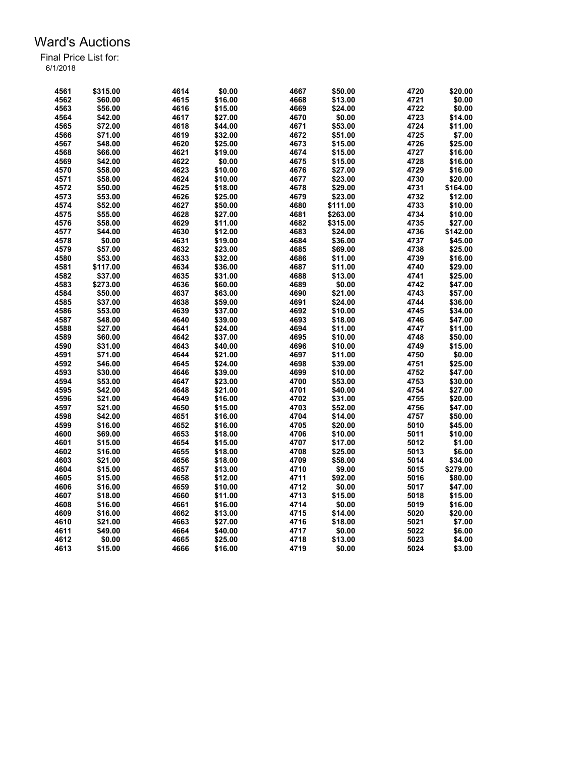# Ward's Auctions

Final Price List for:
6/1/2018

| Lot | Price | Lot | Price | Lot | Price | Lot | Price |
|---|---|---|---|---|---|---|---|
| 4561 | $315.00 | 4614 | $0.00 | 4667 | $50.00 | 4720 | $20.00 |
| 4562 | $60.00 | 4615 | $16.00 | 4668 | $13.00 | 4721 | $0.00 |
| 4563 | $56.00 | 4616 | $15.00 | 4669 | $24.00 | 4722 | $0.00 |
| 4564 | $42.00 | 4617 | $27.00 | 4670 | $0.00 | 4723 | $14.00 |
| 4565 | $72.00 | 4618 | $44.00 | 4671 | $53.00 | 4724 | $11.00 |
| 4566 | $71.00 | 4619 | $32.00 | 4672 | $51.00 | 4725 | $7.00 |
| 4567 | $48.00 | 4620 | $25.00 | 4673 | $15.00 | 4726 | $25.00 |
| 4568 | $66.00 | 4621 | $19.00 | 4674 | $15.00 | 4727 | $16.00 |
| 4569 | $42.00 | 4622 | $0.00 | 4675 | $15.00 | 4728 | $16.00 |
| 4570 | $58.00 | 4623 | $10.00 | 4676 | $27.00 | 4729 | $16.00 |
| 4571 | $58.00 | 4624 | $10.00 | 4677 | $23.00 | 4730 | $20.00 |
| 4572 | $50.00 | 4625 | $18.00 | 4678 | $29.00 | 4731 | $164.00 |
| 4573 | $53.00 | 4626 | $25.00 | 4679 | $23.00 | 4732 | $12.00 |
| 4574 | $52.00 | 4627 | $50.00 | 4680 | $111.00 | 4733 | $10.00 |
| 4575 | $55.00 | 4628 | $27.00 | 4681 | $263.00 | 4734 | $10.00 |
| 4576 | $58.00 | 4629 | $11.00 | 4682 | $315.00 | 4735 | $27.00 |
| 4577 | $44.00 | 4630 | $12.00 | 4683 | $24.00 | 4736 | $142.00 |
| 4578 | $0.00 | 4631 | $19.00 | 4684 | $36.00 | 4737 | $45.00 |
| 4579 | $57.00 | 4632 | $23.00 | 4685 | $69.00 | 4738 | $25.00 |
| 4580 | $53.00 | 4633 | $32.00 | 4686 | $11.00 | 4739 | $16.00 |
| 4581 | $117.00 | 4634 | $36.00 | 4687 | $11.00 | 4740 | $29.00 |
| 4582 | $37.00 | 4635 | $31.00 | 4688 | $13.00 | 4741 | $25.00 |
| 4583 | $273.00 | 4636 | $60.00 | 4689 | $0.00 | 4742 | $47.00 |
| 4584 | $50.00 | 4637 | $63.00 | 4690 | $21.00 | 4743 | $57.00 |
| 4585 | $37.00 | 4638 | $59.00 | 4691 | $24.00 | 4744 | $36.00 |
| 4586 | $53.00 | 4639 | $37.00 | 4692 | $10.00 | 4745 | $34.00 |
| 4587 | $48.00 | 4640 | $39.00 | 4693 | $18.00 | 4746 | $47.00 |
| 4588 | $27.00 | 4641 | $24.00 | 4694 | $11.00 | 4747 | $11.00 |
| 4589 | $60.00 | 4642 | $37.00 | 4695 | $10.00 | 4748 | $50.00 |
| 4590 | $31.00 | 4643 | $40.00 | 4696 | $10.00 | 4749 | $15.00 |
| 4591 | $71.00 | 4644 | $21.00 | 4697 | $11.00 | 4750 | $0.00 |
| 4592 | $46.00 | 4645 | $24.00 | 4698 | $39.00 | 4751 | $25.00 |
| 4593 | $30.00 | 4646 | $39.00 | 4699 | $10.00 | 4752 | $47.00 |
| 4594 | $53.00 | 4647 | $23.00 | 4700 | $53.00 | 4753 | $30.00 |
| 4595 | $42.00 | 4648 | $21.00 | 4701 | $40.00 | 4754 | $27.00 |
| 4596 | $21.00 | 4649 | $16.00 | 4702 | $31.00 | 4755 | $20.00 |
| 4597 | $21.00 | 4650 | $15.00 | 4703 | $52.00 | 4756 | $47.00 |
| 4598 | $42.00 | 4651 | $16.00 | 4704 | $14.00 | 4757 | $50.00 |
| 4599 | $16.00 | 4652 | $16.00 | 4705 | $20.00 | 5010 | $45.00 |
| 4600 | $69.00 | 4653 | $18.00 | 4706 | $10.00 | 5011 | $10.00 |
| 4601 | $15.00 | 4654 | $15.00 | 4707 | $17.00 | 5012 | $1.00 |
| 4602 | $16.00 | 4655 | $18.00 | 4708 | $25.00 | 5013 | $6.00 |
| 4603 | $21.00 | 4656 | $18.00 | 4709 | $58.00 | 5014 | $34.00 |
| 4604 | $15.00 | 4657 | $13.00 | 4710 | $9.00 | 5015 | $279.00 |
| 4605 | $15.00 | 4658 | $12.00 | 4711 | $92.00 | 5016 | $80.00 |
| 4606 | $16.00 | 4659 | $10.00 | 4712 | $0.00 | 5017 | $47.00 |
| 4607 | $18.00 | 4660 | $11.00 | 4713 | $15.00 | 5018 | $15.00 |
| 4608 | $16.00 | 4661 | $16.00 | 4714 | $0.00 | 5019 | $16.00 |
| 4609 | $16.00 | 4662 | $13.00 | 4715 | $14.00 | 5020 | $20.00 |
| 4610 | $21.00 | 4663 | $27.00 | 4716 | $18.00 | 5021 | $7.00 |
| 4611 | $49.00 | 4664 | $40.00 | 4717 | $0.00 | 5022 | $6.00 |
| 4612 | $0.00 | 4665 | $25.00 | 4718 | $13.00 | 5023 | $4.00 |
| 4613 | $15.00 | 4666 | $16.00 | 4719 | $0.00 | 5024 | $3.00 |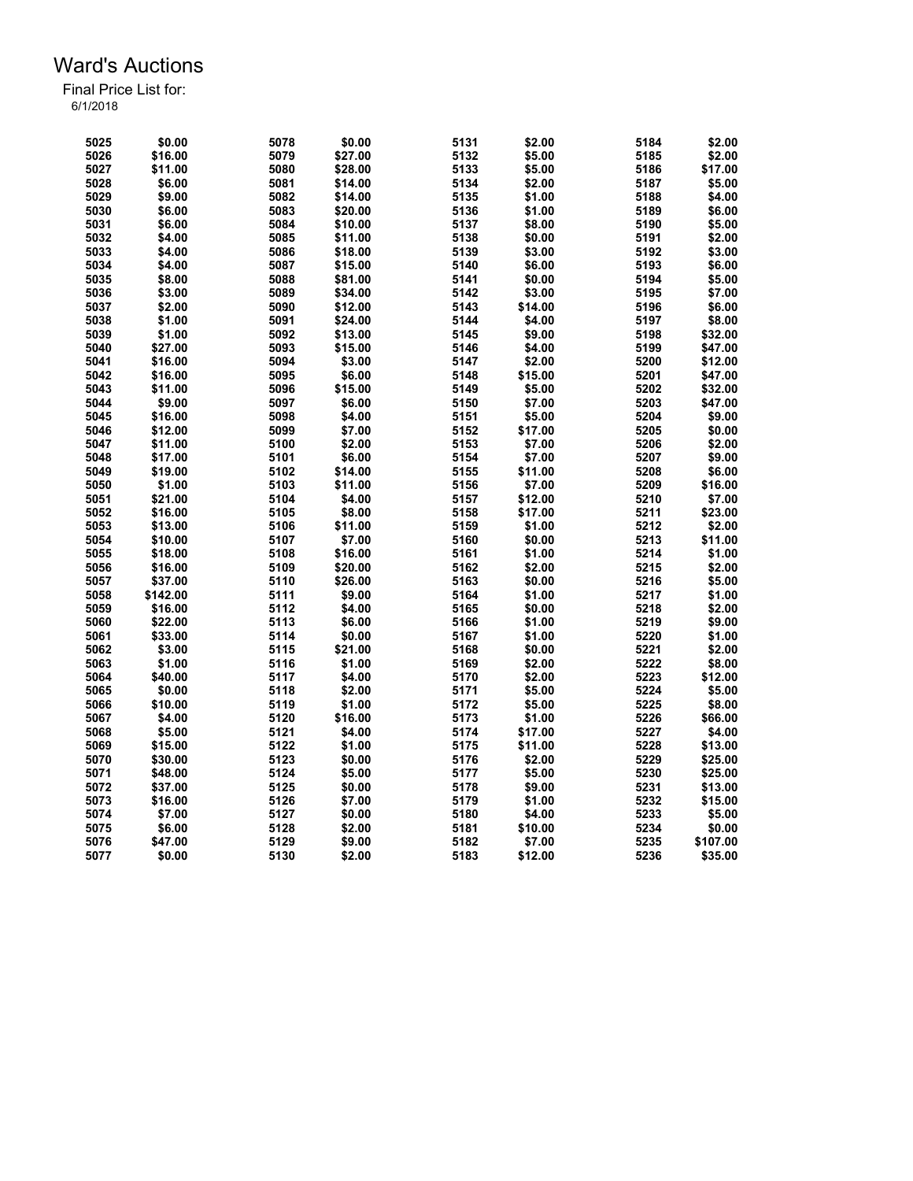# Ward's Auctions

Final Price List for:
6/1/2018

| Lot | Price | Lot | Price | Lot | Price | Lot | Price |
|---|---|---|---|---|---|---|---|
| 5025 | $0.00 | 5078 | $0.00 | 5131 | $2.00 | 5184 | $2.00 |
| 5026 | $16.00 | 5079 | $27.00 | 5132 | $5.00 | 5185 | $2.00 |
| 5027 | $11.00 | 5080 | $28.00 | 5133 | $5.00 | 5186 | $17.00 |
| 5028 | $6.00 | 5081 | $14.00 | 5134 | $2.00 | 5187 | $5.00 |
| 5029 | $9.00 | 5082 | $14.00 | 5135 | $1.00 | 5188 | $4.00 |
| 5030 | $6.00 | 5083 | $20.00 | 5136 | $1.00 | 5189 | $6.00 |
| 5031 | $6.00 | 5084 | $10.00 | 5137 | $8.00 | 5190 | $5.00 |
| 5032 | $4.00 | 5085 | $11.00 | 5138 | $0.00 | 5191 | $2.00 |
| 5033 | $4.00 | 5086 | $18.00 | 5139 | $3.00 | 5192 | $3.00 |
| 5034 | $4.00 | 5087 | $15.00 | 5140 | $6.00 | 5193 | $6.00 |
| 5035 | $8.00 | 5088 | $81.00 | 5141 | $0.00 | 5194 | $5.00 |
| 5036 | $3.00 | 5089 | $34.00 | 5142 | $3.00 | 5195 | $7.00 |
| 5037 | $2.00 | 5090 | $12.00 | 5143 | $14.00 | 5196 | $6.00 |
| 5038 | $1.00 | 5091 | $24.00 | 5144 | $4.00 | 5197 | $8.00 |
| 5039 | $1.00 | 5092 | $13.00 | 5145 | $9.00 | 5198 | $32.00 |
| 5040 | $27.00 | 5093 | $15.00 | 5146 | $4.00 | 5199 | $47.00 |
| 5041 | $16.00 | 5094 | $3.00 | 5147 | $2.00 | 5200 | $12.00 |
| 5042 | $16.00 | 5095 | $6.00 | 5148 | $15.00 | 5201 | $47.00 |
| 5043 | $11.00 | 5096 | $15.00 | 5149 | $5.00 | 5202 | $32.00 |
| 5044 | $9.00 | 5097 | $6.00 | 5150 | $7.00 | 5203 | $47.00 |
| 5045 | $16.00 | 5098 | $4.00 | 5151 | $5.00 | 5204 | $9.00 |
| 5046 | $12.00 | 5099 | $7.00 | 5152 | $17.00 | 5205 | $0.00 |
| 5047 | $11.00 | 5100 | $2.00 | 5153 | $7.00 | 5206 | $2.00 |
| 5048 | $17.00 | 5101 | $6.00 | 5154 | $7.00 | 5207 | $9.00 |
| 5049 | $19.00 | 5102 | $14.00 | 5155 | $11.00 | 5208 | $6.00 |
| 5050 | $1.00 | 5103 | $11.00 | 5156 | $7.00 | 5209 | $16.00 |
| 5051 | $21.00 | 5104 | $4.00 | 5157 | $12.00 | 5210 | $7.00 |
| 5052 | $16.00 | 5105 | $8.00 | 5158 | $17.00 | 5211 | $23.00 |
| 5053 | $13.00 | 5106 | $11.00 | 5159 | $1.00 | 5212 | $2.00 |
| 5054 | $10.00 | 5107 | $7.00 | 5160 | $0.00 | 5213 | $11.00 |
| 5055 | $18.00 | 5108 | $16.00 | 5161 | $1.00 | 5214 | $1.00 |
| 5056 | $16.00 | 5109 | $20.00 | 5162 | $2.00 | 5215 | $2.00 |
| 5057 | $37.00 | 5110 | $26.00 | 5163 | $0.00 | 5216 | $5.00 |
| 5058 | $142.00 | 5111 | $9.00 | 5164 | $1.00 | 5217 | $1.00 |
| 5059 | $16.00 | 5112 | $4.00 | 5165 | $0.00 | 5218 | $2.00 |
| 5060 | $22.00 | 5113 | $6.00 | 5166 | $1.00 | 5219 | $9.00 |
| 5061 | $33.00 | 5114 | $0.00 | 5167 | $1.00 | 5220 | $1.00 |
| 5062 | $3.00 | 5115 | $21.00 | 5168 | $0.00 | 5221 | $2.00 |
| 5063 | $1.00 | 5116 | $1.00 | 5169 | $2.00 | 5222 | $8.00 |
| 5064 | $40.00 | 5117 | $4.00 | 5170 | $2.00 | 5223 | $12.00 |
| 5065 | $0.00 | 5118 | $2.00 | 5171 | $5.00 | 5224 | $5.00 |
| 5066 | $10.00 | 5119 | $1.00 | 5172 | $5.00 | 5225 | $8.00 |
| 5067 | $4.00 | 5120 | $16.00 | 5173 | $1.00 | 5226 | $66.00 |
| 5068 | $5.00 | 5121 | $4.00 | 5174 | $17.00 | 5227 | $4.00 |
| 5069 | $15.00 | 5122 | $1.00 | 5175 | $11.00 | 5228 | $13.00 |
| 5070 | $30.00 | 5123 | $0.00 | 5176 | $2.00 | 5229 | $25.00 |
| 5071 | $48.00 | 5124 | $5.00 | 5177 | $5.00 | 5230 | $25.00 |
| 5072 | $37.00 | 5125 | $0.00 | 5178 | $9.00 | 5231 | $13.00 |
| 5073 | $16.00 | 5126 | $7.00 | 5179 | $1.00 | 5232 | $15.00 |
| 5074 | $7.00 | 5127 | $0.00 | 5180 | $4.00 | 5233 | $5.00 |
| 5075 | $6.00 | 5128 | $2.00 | 5181 | $10.00 | 5234 | $0.00 |
| 5076 | $47.00 | 5129 | $9.00 | 5182 | $7.00 | 5235 | $107.00 |
| 5077 | $0.00 | 5130 | $2.00 | 5183 | $12.00 | 5236 | $35.00 |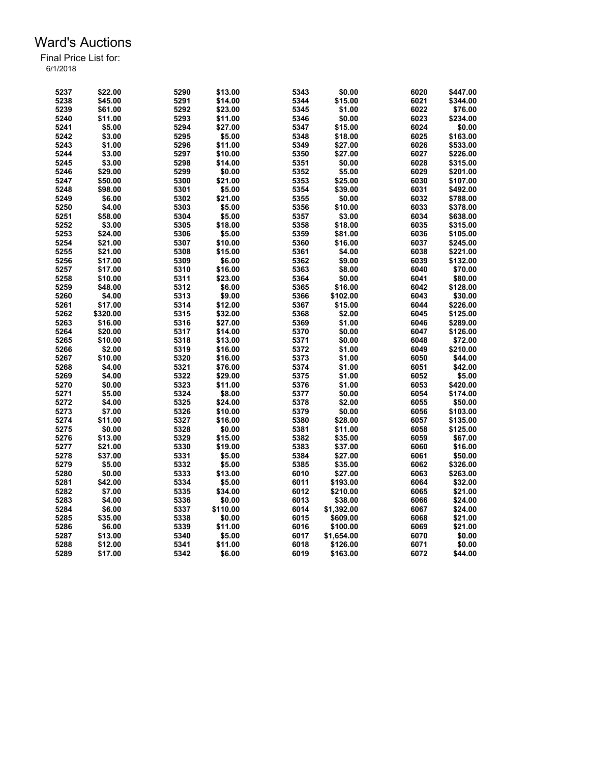# Ward's Auctions

Final Price List for:
6/1/2018

| Lot | Price | Lot | Price | Lot | Price | Lot | Price |
|---|---|---|---|---|---|---|---|
| 5237 | $22.00 | 5290 | $13.00 | 5343 | $0.00 | 6020 | $447.00 |
| 5238 | $45.00 | 5291 | $14.00 | 5344 | $15.00 | 6021 | $344.00 |
| 5239 | $61.00 | 5292 | $23.00 | 5345 | $1.00 | 6022 | $76.00 |
| 5240 | $11.00 | 5293 | $11.00 | 5346 | $0.00 | 6023 | $234.00 |
| 5241 | $5.00 | 5294 | $27.00 | 5347 | $15.00 | 6024 | $0.00 |
| 5242 | $3.00 | 5295 | $5.00 | 5348 | $18.00 | 6025 | $163.00 |
| 5243 | $1.00 | 5296 | $11.00 | 5349 | $27.00 | 6026 | $533.00 |
| 5244 | $3.00 | 5297 | $10.00 | 5350 | $27.00 | 6027 | $226.00 |
| 5245 | $3.00 | 5298 | $14.00 | 5351 | $0.00 | 6028 | $315.00 |
| 5246 | $29.00 | 5299 | $0.00 | 5352 | $5.00 | 6029 | $201.00 |
| 5247 | $50.00 | 5300 | $21.00 | 5353 | $25.00 | 6030 | $107.00 |
| 5248 | $98.00 | 5301 | $5.00 | 5354 | $39.00 | 6031 | $492.00 |
| 5249 | $6.00 | 5302 | $21.00 | 5355 | $0.00 | 6032 | $788.00 |
| 5250 | $4.00 | 5303 | $5.00 | 5356 | $10.00 | 6033 | $378.00 |
| 5251 | $58.00 | 5304 | $5.00 | 5357 | $3.00 | 6034 | $638.00 |
| 5252 | $3.00 | 5305 | $18.00 | 5358 | $18.00 | 6035 | $315.00 |
| 5253 | $24.00 | 5306 | $5.00 | 5359 | $81.00 | 6036 | $105.00 |
| 5254 | $21.00 | 5307 | $10.00 | 5360 | $16.00 | 6037 | $245.00 |
| 5255 | $21.00 | 5308 | $15.00 | 5361 | $4.00 | 6038 | $221.00 |
| 5256 | $17.00 | 5309 | $6.00 | 5362 | $9.00 | 6039 | $132.00 |
| 5257 | $17.00 | 5310 | $16.00 | 5363 | $8.00 | 6040 | $70.00 |
| 5258 | $10.00 | 5311 | $23.00 | 5364 | $0.00 | 6041 | $80.00 |
| 5259 | $48.00 | 5312 | $6.00 | 5365 | $16.00 | 6042 | $128.00 |
| 5260 | $4.00 | 5313 | $9.00 | 5366 | $102.00 | 6043 | $30.00 |
| 5261 | $17.00 | 5314 | $12.00 | 5367 | $15.00 | 6044 | $226.00 |
| 5262 | $320.00 | 5315 | $32.00 | 5368 | $2.00 | 6045 | $125.00 |
| 5263 | $16.00 | 5316 | $27.00 | 5369 | $1.00 | 6046 | $289.00 |
| 5264 | $20.00 | 5317 | $14.00 | 5370 | $0.00 | 6047 | $126.00 |
| 5265 | $10.00 | 5318 | $13.00 | 5371 | $0.00 | 6048 | $72.00 |
| 5266 | $2.00 | 5319 | $16.00 | 5372 | $1.00 | 6049 | $210.00 |
| 5267 | $10.00 | 5320 | $16.00 | 5373 | $1.00 | 6050 | $44.00 |
| 5268 | $4.00 | 5321 | $76.00 | 5374 | $1.00 | 6051 | $42.00 |
| 5269 | $4.00 | 5322 | $29.00 | 5375 | $1.00 | 6052 | $5.00 |
| 5270 | $0.00 | 5323 | $11.00 | 5376 | $1.00 | 6053 | $420.00 |
| 5271 | $5.00 | 5324 | $8.00 | 5377 | $0.00 | 6054 | $174.00 |
| 5272 | $4.00 | 5325 | $24.00 | 5378 | $2.00 | 6055 | $50.00 |
| 5273 | $7.00 | 5326 | $10.00 | 5379 | $0.00 | 6056 | $103.00 |
| 5274 | $11.00 | 5327 | $16.00 | 5380 | $28.00 | 6057 | $135.00 |
| 5275 | $0.00 | 5328 | $0.00 | 5381 | $11.00 | 6058 | $125.00 |
| 5276 | $13.00 | 5329 | $15.00 | 5382 | $35.00 | 6059 | $67.00 |
| 5277 | $21.00 | 5330 | $19.00 | 5383 | $37.00 | 6060 | $16.00 |
| 5278 | $37.00 | 5331 | $5.00 | 5384 | $27.00 | 6061 | $50.00 |
| 5279 | $5.00 | 5332 | $5.00 | 5385 | $35.00 | 6062 | $326.00 |
| 5280 | $0.00 | 5333 | $13.00 | 6010 | $27.00 | 6063 | $263.00 |
| 5281 | $42.00 | 5334 | $5.00 | 6011 | $193.00 | 6064 | $32.00 |
| 5282 | $7.00 | 5335 | $34.00 | 6012 | $210.00 | 6065 | $21.00 |
| 5283 | $4.00 | 5336 | $0.00 | 6013 | $38.00 | 6066 | $24.00 |
| 5284 | $6.00 | 5337 | $110.00 | 6014 | $1,392.00 | 6067 | $24.00 |
| 5285 | $35.00 | 5338 | $0.00 | 6015 | $609.00 | 6068 | $21.00 |
| 5286 | $6.00 | 5339 | $11.00 | 6016 | $100.00 | 6069 | $21.00 |
| 5287 | $13.00 | 5340 | $5.00 | 6017 | $1,654.00 | 6070 | $0.00 |
| 5288 | $12.00 | 5341 | $11.00 | 6018 | $126.00 | 6071 | $0.00 |
| 5289 | $17.00 | 5342 | $6.00 | 6019 | $163.00 | 6072 | $44.00 |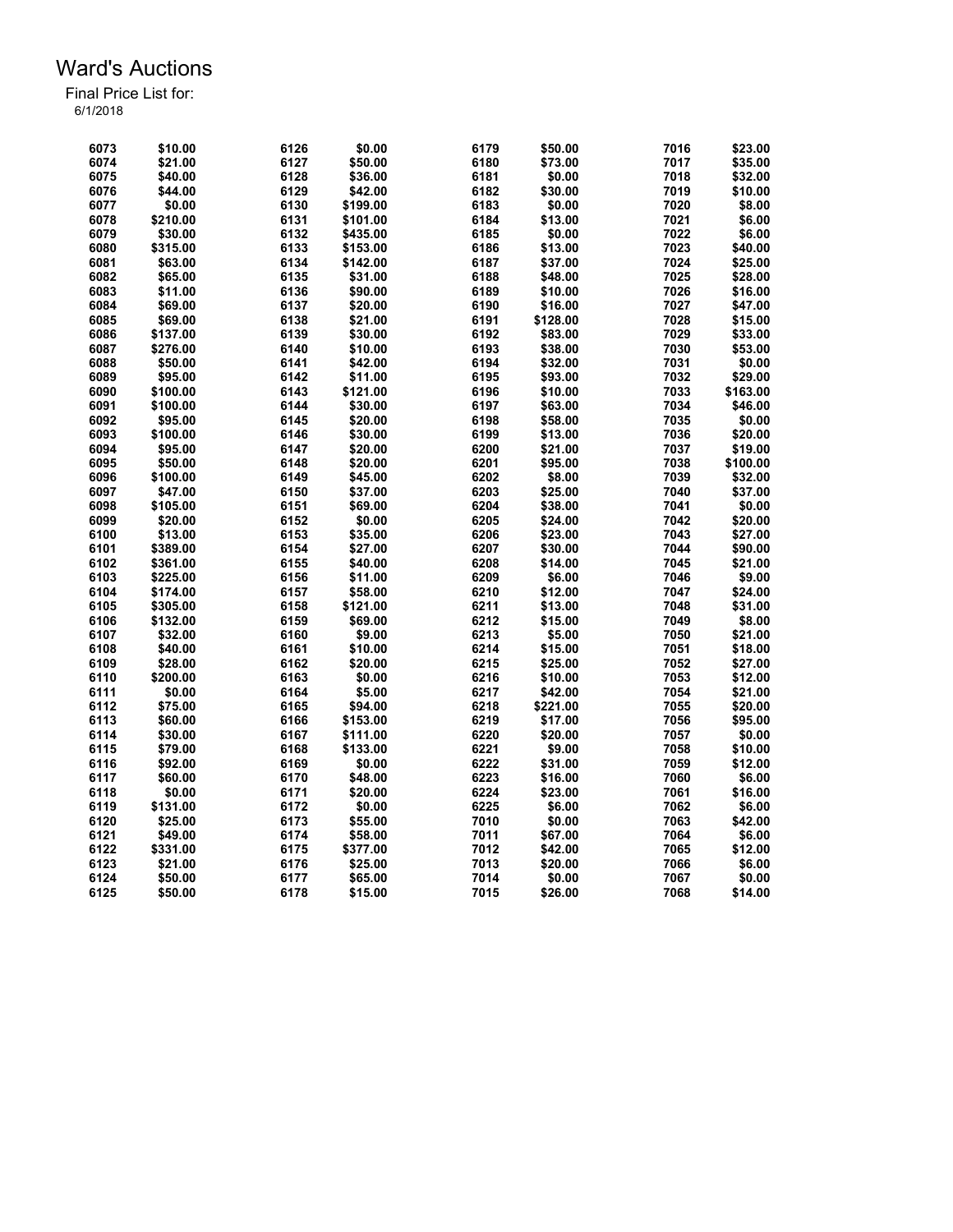# Ward's Auctions

Final Price List for:
6/1/2018

| Lot | Price | Lot | Price | Lot | Price | Lot | Price |
|---|---|---|---|---|---|---|---|
| 6073 | $10.00 | 6126 | $0.00 | 6179 | $50.00 | 7016 | $23.00 |
| 6074 | $21.00 | 6127 | $50.00 | 6180 | $73.00 | 7017 | $35.00 |
| 6075 | $40.00 | 6128 | $36.00 | 6181 | $0.00 | 7018 | $32.00 |
| 6076 | $44.00 | 6129 | $42.00 | 6182 | $30.00 | 7019 | $10.00 |
| 6077 | $0.00 | 6130 | $199.00 | 6183 | $0.00 | 7020 | $8.00 |
| 6078 | $210.00 | 6131 | $101.00 | 6184 | $13.00 | 7021 | $6.00 |
| 6079 | $30.00 | 6132 | $435.00 | 6185 | $0.00 | 7022 | $6.00 |
| 6080 | $315.00 | 6133 | $153.00 | 6186 | $13.00 | 7023 | $40.00 |
| 6081 | $63.00 | 6134 | $142.00 | 6187 | $37.00 | 7024 | $25.00 |
| 6082 | $65.00 | 6135 | $31.00 | 6188 | $48.00 | 7025 | $28.00 |
| 6083 | $11.00 | 6136 | $90.00 | 6189 | $10.00 | 7026 | $16.00 |
| 6084 | $69.00 | 6137 | $20.00 | 6190 | $16.00 | 7027 | $47.00 |
| 6085 | $69.00 | 6138 | $21.00 | 6191 | $128.00 | 7028 | $15.00 |
| 6086 | $137.00 | 6139 | $30.00 | 6192 | $83.00 | 7029 | $33.00 |
| 6087 | $276.00 | 6140 | $10.00 | 6193 | $38.00 | 7030 | $53.00 |
| 6088 | $50.00 | 6141 | $42.00 | 6194 | $32.00 | 7031 | $0.00 |
| 6089 | $95.00 | 6142 | $11.00 | 6195 | $93.00 | 7032 | $29.00 |
| 6090 | $100.00 | 6143 | $121.00 | 6196 | $10.00 | 7033 | $163.00 |
| 6091 | $100.00 | 6144 | $30.00 | 6197 | $63.00 | 7034 | $46.00 |
| 6092 | $95.00 | 6145 | $20.00 | 6198 | $58.00 | 7035 | $0.00 |
| 6093 | $100.00 | 6146 | $30.00 | 6199 | $13.00 | 7036 | $20.00 |
| 6094 | $95.00 | 6147 | $20.00 | 6200 | $21.00 | 7037 | $19.00 |
| 6095 | $50.00 | 6148 | $20.00 | 6201 | $95.00 | 7038 | $100.00 |
| 6096 | $100.00 | 6149 | $45.00 | 6202 | $8.00 | 7039 | $32.00 |
| 6097 | $47.00 | 6150 | $37.00 | 6203 | $25.00 | 7040 | $37.00 |
| 6098 | $105.00 | 6151 | $69.00 | 6204 | $38.00 | 7041 | $0.00 |
| 6099 | $20.00 | 6152 | $0.00 | 6205 | $24.00 | 7042 | $20.00 |
| 6100 | $13.00 | 6153 | $35.00 | 6206 | $23.00 | 7043 | $27.00 |
| 6101 | $389.00 | 6154 | $27.00 | 6207 | $30.00 | 7044 | $90.00 |
| 6102 | $361.00 | 6155 | $40.00 | 6208 | $14.00 | 7045 | $21.00 |
| 6103 | $225.00 | 6156 | $11.00 | 6209 | $6.00 | 7046 | $9.00 |
| 6104 | $174.00 | 6157 | $58.00 | 6210 | $12.00 | 7047 | $24.00 |
| 6105 | $305.00 | 6158 | $121.00 | 6211 | $13.00 | 7048 | $31.00 |
| 6106 | $132.00 | 6159 | $69.00 | 6212 | $15.00 | 7049 | $8.00 |
| 6107 | $32.00 | 6160 | $9.00 | 6213 | $5.00 | 7050 | $21.00 |
| 6108 | $40.00 | 6161 | $10.00 | 6214 | $15.00 | 7051 | $18.00 |
| 6109 | $28.00 | 6162 | $20.00 | 6215 | $25.00 | 7052 | $27.00 |
| 6110 | $200.00 | 6163 | $0.00 | 6216 | $10.00 | 7053 | $12.00 |
| 6111 | $0.00 | 6164 | $5.00 | 6217 | $42.00 | 7054 | $21.00 |
| 6112 | $75.00 | 6165 | $94.00 | 6218 | $221.00 | 7055 | $20.00 |
| 6113 | $60.00 | 6166 | $153.00 | 6219 | $17.00 | 7056 | $95.00 |
| 6114 | $30.00 | 6167 | $111.00 | 6220 | $20.00 | 7057 | $0.00 |
| 6115 | $79.00 | 6168 | $133.00 | 6221 | $9.00 | 7058 | $10.00 |
| 6116 | $92.00 | 6169 | $0.00 | 6222 | $31.00 | 7059 | $12.00 |
| 6117 | $60.00 | 6170 | $48.00 | 6223 | $16.00 | 7060 | $6.00 |
| 6118 | $0.00 | 6171 | $20.00 | 6224 | $23.00 | 7061 | $16.00 |
| 6119 | $131.00 | 6172 | $0.00 | 6225 | $6.00 | 7062 | $6.00 |
| 6120 | $25.00 | 6173 | $55.00 | 7010 | $0.00 | 7063 | $42.00 |
| 6121 | $49.00 | 6174 | $58.00 | 7011 | $67.00 | 7064 | $6.00 |
| 6122 | $331.00 | 6175 | $377.00 | 7012 | $42.00 | 7065 | $12.00 |
| 6123 | $21.00 | 6176 | $25.00 | 7013 | $20.00 | 7066 | $6.00 |
| 6124 | $50.00 | 6177 | $65.00 | 7014 | $0.00 | 7067 | $0.00 |
| 6125 | $50.00 | 6178 | $15.00 | 7015 | $26.00 | 7068 | $14.00 |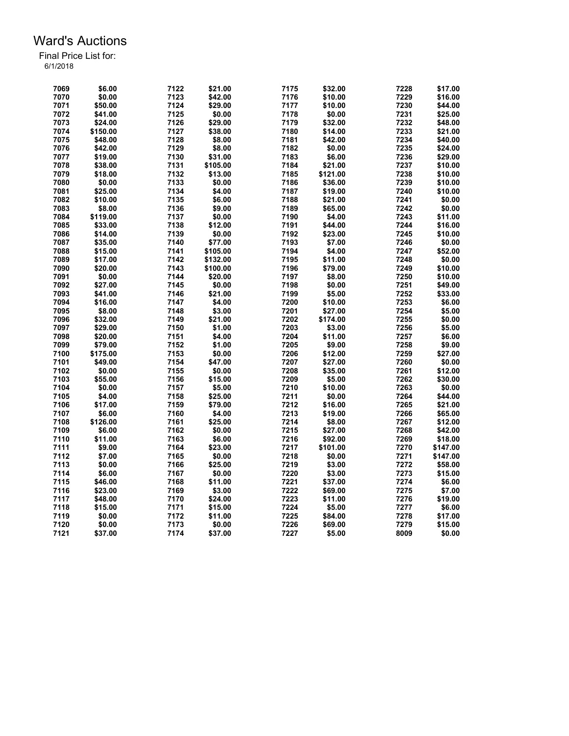# Ward's Auctions

Final Price List for:
6/1/2018

| Lot | Price | Lot | Price | Lot | Price | Lot | Price |
|---|---|---|---|---|---|---|---|
| 7069 | $6.00 | 7122 | $21.00 | 7175 | $32.00 | 7228 | $17.00 |
| 7070 | $0.00 | 7123 | $42.00 | 7176 | $10.00 | 7229 | $16.00 |
| 7071 | $50.00 | 7124 | $29.00 | 7177 | $10.00 | 7230 | $44.00 |
| 7072 | $41.00 | 7125 | $0.00 | 7178 | $0.00 | 7231 | $25.00 |
| 7073 | $24.00 | 7126 | $29.00 | 7179 | $32.00 | 7232 | $48.00 |
| 7074 | $150.00 | 7127 | $38.00 | 7180 | $14.00 | 7233 | $21.00 |
| 7075 | $48.00 | 7128 | $8.00 | 7181 | $42.00 | 7234 | $40.00 |
| 7076 | $42.00 | 7129 | $8.00 | 7182 | $0.00 | 7235 | $24.00 |
| 7077 | $19.00 | 7130 | $31.00 | 7183 | $6.00 | 7236 | $29.00 |
| 7078 | $38.00 | 7131 | $105.00 | 7184 | $21.00 | 7237 | $10.00 |
| 7079 | $18.00 | 7132 | $13.00 | 7185 | $121.00 | 7238 | $10.00 |
| 7080 | $0.00 | 7133 | $0.00 | 7186 | $36.00 | 7239 | $10.00 |
| 7081 | $25.00 | 7134 | $4.00 | 7187 | $19.00 | 7240 | $10.00 |
| 7082 | $10.00 | 7135 | $6.00 | 7188 | $21.00 | 7241 | $0.00 |
| 7083 | $8.00 | 7136 | $9.00 | 7189 | $65.00 | 7242 | $0.00 |
| 7084 | $119.00 | 7137 | $0.00 | 7190 | $4.00 | 7243 | $11.00 |
| 7085 | $33.00 | 7138 | $12.00 | 7191 | $44.00 | 7244 | $16.00 |
| 7086 | $14.00 | 7139 | $0.00 | 7192 | $23.00 | 7245 | $10.00 |
| 7087 | $35.00 | 7140 | $77.00 | 7193 | $7.00 | 7246 | $0.00 |
| 7088 | $15.00 | 7141 | $105.00 | 7194 | $4.00 | 7247 | $52.00 |
| 7089 | $17.00 | 7142 | $132.00 | 7195 | $11.00 | 7248 | $0.00 |
| 7090 | $20.00 | 7143 | $100.00 | 7196 | $79.00 | 7249 | $10.00 |
| 7091 | $0.00 | 7144 | $20.00 | 7197 | $8.00 | 7250 | $10.00 |
| 7092 | $27.00 | 7145 | $0.00 | 7198 | $0.00 | 7251 | $49.00 |
| 7093 | $41.00 | 7146 | $21.00 | 7199 | $5.00 | 7252 | $33.00 |
| 7094 | $16.00 | 7147 | $4.00 | 7200 | $10.00 | 7253 | $6.00 |
| 7095 | $8.00 | 7148 | $3.00 | 7201 | $27.00 | 7254 | $5.00 |
| 7096 | $32.00 | 7149 | $21.00 | 7202 | $174.00 | 7255 | $0.00 |
| 7097 | $29.00 | 7150 | $1.00 | 7203 | $3.00 | 7256 | $5.00 |
| 7098 | $20.00 | 7151 | $4.00 | 7204 | $11.00 | 7257 | $6.00 |
| 7099 | $79.00 | 7152 | $1.00 | 7205 | $9.00 | 7258 | $9.00 |
| 7100 | $175.00 | 7153 | $0.00 | 7206 | $12.00 | 7259 | $27.00 |
| 7101 | $49.00 | 7154 | $47.00 | 7207 | $27.00 | 7260 | $0.00 |
| 7102 | $0.00 | 7155 | $0.00 | 7208 | $35.00 | 7261 | $12.00 |
| 7103 | $55.00 | 7156 | $15.00 | 7209 | $5.00 | 7262 | $30.00 |
| 7104 | $0.00 | 7157 | $5.00 | 7210 | $10.00 | 7263 | $0.00 |
| 7105 | $4.00 | 7158 | $25.00 | 7211 | $0.00 | 7264 | $44.00 |
| 7106 | $17.00 | 7159 | $79.00 | 7212 | $16.00 | 7265 | $21.00 |
| 7107 | $6.00 | 7160 | $4.00 | 7213 | $19.00 | 7266 | $65.00 |
| 7108 | $126.00 | 7161 | $25.00 | 7214 | $8.00 | 7267 | $12.00 |
| 7109 | $6.00 | 7162 | $0.00 | 7215 | $27.00 | 7268 | $42.00 |
| 7110 | $11.00 | 7163 | $6.00 | 7216 | $92.00 | 7269 | $18.00 |
| 7111 | $9.00 | 7164 | $23.00 | 7217 | $101.00 | 7270 | $147.00 |
| 7112 | $7.00 | 7165 | $0.00 | 7218 | $0.00 | 7271 | $147.00 |
| 7113 | $0.00 | 7166 | $25.00 | 7219 | $3.00 | 7272 | $58.00 |
| 7114 | $6.00 | 7167 | $0.00 | 7220 | $3.00 | 7273 | $15.00 |
| 7115 | $46.00 | 7168 | $11.00 | 7221 | $37.00 | 7274 | $6.00 |
| 7116 | $23.00 | 7169 | $3.00 | 7222 | $69.00 | 7275 | $7.00 |
| 7117 | $48.00 | 7170 | $24.00 | 7223 | $11.00 | 7276 | $19.00 |
| 7118 | $15.00 | 7171 | $15.00 | 7224 | $5.00 | 7277 | $6.00 |
| 7119 | $0.00 | 7172 | $11.00 | 7225 | $84.00 | 7278 | $17.00 |
| 7120 | $0.00 | 7173 | $0.00 | 7226 | $69.00 | 7279 | $15.00 |
| 7121 | $37.00 | 7174 | $37.00 | 7227 | $5.00 | 8009 | $0.00 |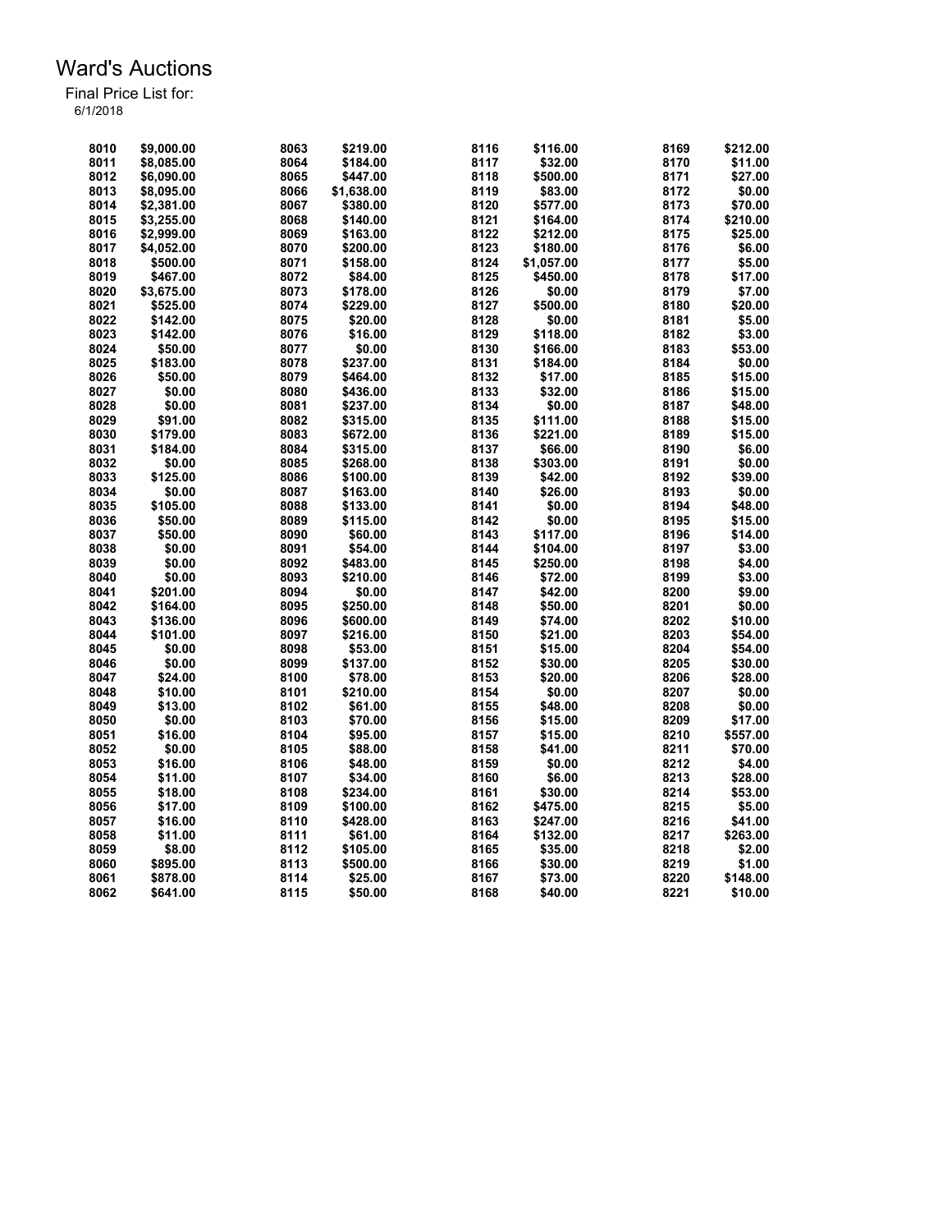# Ward's Auctions

Final Price List for:
6/1/2018

| Lot | Price | Lot | Price | Lot | Price | Lot | Price |
|---|---|---|---|---|---|---|---|
| 8010 | $9,000.00 | 8063 | $219.00 | 8116 | $116.00 | 8169 | $212.00 |
| 8011 | $8,085.00 | 8064 | $184.00 | 8117 | $32.00 | 8170 | $11.00 |
| 8012 | $6,090.00 | 8065 | $447.00 | 8118 | $500.00 | 8171 | $27.00 |
| 8013 | $8,095.00 | 8066 | $1,638.00 | 8119 | $83.00 | 8172 | $0.00 |
| 8014 | $2,381.00 | 8067 | $380.00 | 8120 | $577.00 | 8173 | $70.00 |
| 8015 | $3,255.00 | 8068 | $140.00 | 8121 | $164.00 | 8174 | $210.00 |
| 8016 | $2,999.00 | 8069 | $163.00 | 8122 | $212.00 | 8175 | $25.00 |
| 8017 | $4,052.00 | 8070 | $200.00 | 8123 | $180.00 | 8176 | $6.00 |
| 8018 | $500.00 | 8071 | $158.00 | 8124 | $1,057.00 | 8177 | $5.00 |
| 8019 | $467.00 | 8072 | $84.00 | 8125 | $450.00 | 8178 | $17.00 |
| 8020 | $3,675.00 | 8073 | $178.00 | 8126 | $0.00 | 8179 | $7.00 |
| 8021 | $525.00 | 8074 | $229.00 | 8127 | $500.00 | 8180 | $20.00 |
| 8022 | $142.00 | 8075 | $20.00 | 8128 | $0.00 | 8181 | $5.00 |
| 8023 | $142.00 | 8076 | $16.00 | 8129 | $118.00 | 8182 | $3.00 |
| 8024 | $50.00 | 8077 | $0.00 | 8130 | $166.00 | 8183 | $53.00 |
| 8025 | $183.00 | 8078 | $237.00 | 8131 | $184.00 | 8184 | $0.00 |
| 8026 | $50.00 | 8079 | $464.00 | 8132 | $17.00 | 8185 | $15.00 |
| 8027 | $0.00 | 8080 | $436.00 | 8133 | $32.00 | 8186 | $15.00 |
| 8028 | $0.00 | 8081 | $237.00 | 8134 | $0.00 | 8187 | $48.00 |
| 8029 | $91.00 | 8082 | $315.00 | 8135 | $111.00 | 8188 | $15.00 |
| 8030 | $179.00 | 8083 | $672.00 | 8136 | $221.00 | 8189 | $15.00 |
| 8031 | $184.00 | 8084 | $315.00 | 8137 | $66.00 | 8190 | $6.00 |
| 8032 | $0.00 | 8085 | $268.00 | 8138 | $303.00 | 8191 | $0.00 |
| 8033 | $125.00 | 8086 | $100.00 | 8139 | $42.00 | 8192 | $39.00 |
| 8034 | $0.00 | 8087 | $163.00 | 8140 | $26.00 | 8193 | $0.00 |
| 8035 | $105.00 | 8088 | $133.00 | 8141 | $0.00 | 8194 | $48.00 |
| 8036 | $50.00 | 8089 | $115.00 | 8142 | $0.00 | 8195 | $15.00 |
| 8037 | $50.00 | 8090 | $60.00 | 8143 | $117.00 | 8196 | $14.00 |
| 8038 | $0.00 | 8091 | $54.00 | 8144 | $104.00 | 8197 | $3.00 |
| 8039 | $0.00 | 8092 | $483.00 | 8145 | $250.00 | 8198 | $4.00 |
| 8040 | $0.00 | 8093 | $210.00 | 8146 | $72.00 | 8199 | $3.00 |
| 8041 | $201.00 | 8094 | $0.00 | 8147 | $42.00 | 8200 | $9.00 |
| 8042 | $164.00 | 8095 | $250.00 | 8148 | $50.00 | 8201 | $0.00 |
| 8043 | $136.00 | 8096 | $600.00 | 8149 | $74.00 | 8202 | $10.00 |
| 8044 | $101.00 | 8097 | $216.00 | 8150 | $21.00 | 8203 | $54.00 |
| 8045 | $0.00 | 8098 | $53.00 | 8151 | $15.00 | 8204 | $54.00 |
| 8046 | $0.00 | 8099 | $137.00 | 8152 | $30.00 | 8205 | $30.00 |
| 8047 | $24.00 | 8100 | $78.00 | 8153 | $20.00 | 8206 | $28.00 |
| 8048 | $10.00 | 8101 | $210.00 | 8154 | $0.00 | 8207 | $0.00 |
| 8049 | $13.00 | 8102 | $61.00 | 8155 | $48.00 | 8208 | $0.00 |
| 8050 | $0.00 | 8103 | $70.00 | 8156 | $15.00 | 8209 | $17.00 |
| 8051 | $16.00 | 8104 | $95.00 | 8157 | $15.00 | 8210 | $557.00 |
| 8052 | $0.00 | 8105 | $88.00 | 8158 | $41.00 | 8211 | $70.00 |
| 8053 | $16.00 | 8106 | $48.00 | 8159 | $0.00 | 8212 | $4.00 |
| 8054 | $11.00 | 8107 | $34.00 | 8160 | $6.00 | 8213 | $28.00 |
| 8055 | $18.00 | 8108 | $234.00 | 8161 | $30.00 | 8214 | $53.00 |
| 8056 | $17.00 | 8109 | $100.00 | 8162 | $475.00 | 8215 | $5.00 |
| 8057 | $16.00 | 8110 | $428.00 | 8163 | $247.00 | 8216 | $41.00 |
| 8058 | $11.00 | 8111 | $61.00 | 8164 | $132.00 | 8217 | $263.00 |
| 8059 | $8.00 | 8112 | $105.00 | 8165 | $35.00 | 8218 | $2.00 |
| 8060 | $895.00 | 8113 | $500.00 | 8166 | $30.00 | 8219 | $1.00 |
| 8061 | $878.00 | 8114 | $25.00 | 8167 | $73.00 | 8220 | $148.00 |
| 8062 | $641.00 | 8115 | $50.00 | 8168 | $40.00 | 8221 | $10.00 |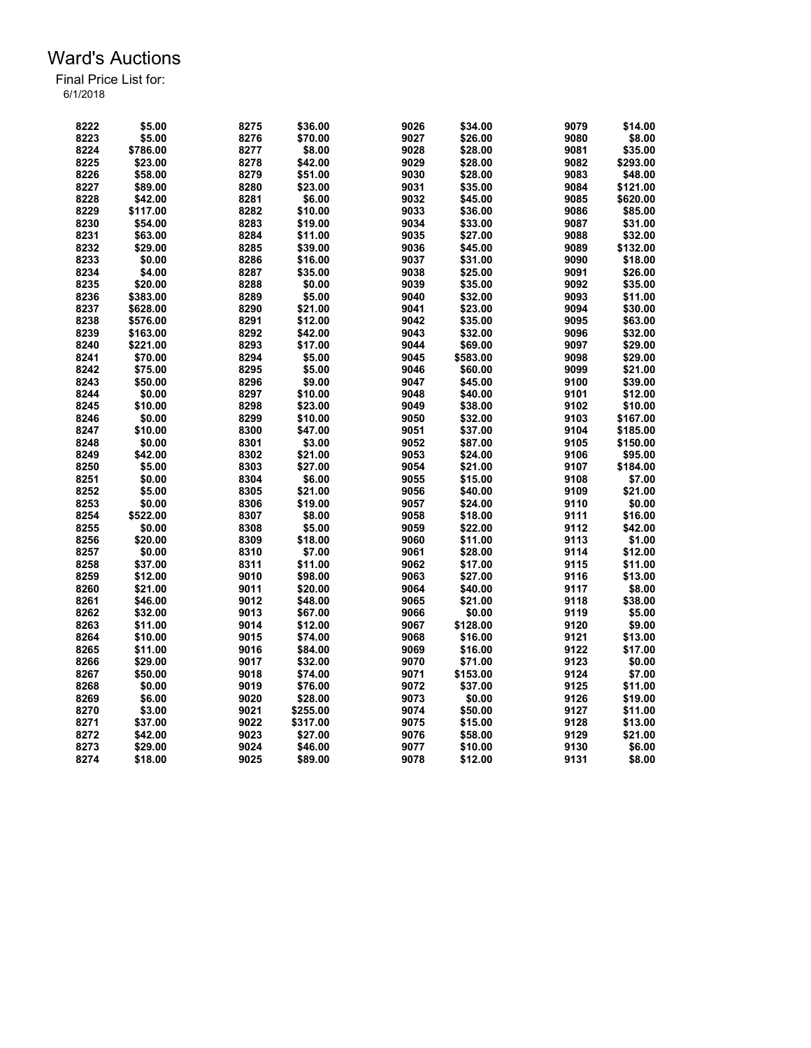# Ward's Auctions

Final Price List for:
6/1/2018

| Lot | Price | Lot | Price | Lot | Price | Lot | Price |
|---|---|---|---|---|---|---|---|
| 8222 | $5.00 | 8275 | $36.00 | 9026 | $34.00 | 9079 | $14.00 |
| 8223 | $5.00 | 8276 | $70.00 | 9027 | $26.00 | 9080 | $8.00 |
| 8224 | $786.00 | 8277 | $8.00 | 9028 | $28.00 | 9081 | $35.00 |
| 8225 | $23.00 | 8278 | $42.00 | 9029 | $28.00 | 9082 | $293.00 |
| 8226 | $58.00 | 8279 | $51.00 | 9030 | $28.00 | 9083 | $48.00 |
| 8227 | $89.00 | 8280 | $23.00 | 9031 | $35.00 | 9084 | $121.00 |
| 8228 | $42.00 | 8281 | $6.00 | 9032 | $45.00 | 9085 | $620.00 |
| 8229 | $117.00 | 8282 | $10.00 | 9033 | $36.00 | 9086 | $85.00 |
| 8230 | $54.00 | 8283 | $19.00 | 9034 | $33.00 | 9087 | $31.00 |
| 8231 | $63.00 | 8284 | $11.00 | 9035 | $27.00 | 9088 | $32.00 |
| 8232 | $29.00 | 8285 | $39.00 | 9036 | $45.00 | 9089 | $132.00 |
| 8233 | $0.00 | 8286 | $16.00 | 9037 | $31.00 | 9090 | $18.00 |
| 8234 | $4.00 | 8287 | $35.00 | 9038 | $25.00 | 9091 | $26.00 |
| 8235 | $20.00 | 8288 | $0.00 | 9039 | $35.00 | 9092 | $35.00 |
| 8236 | $383.00 | 8289 | $5.00 | 9040 | $32.00 | 9093 | $11.00 |
| 8237 | $628.00 | 8290 | $21.00 | 9041 | $23.00 | 9094 | $30.00 |
| 8238 | $576.00 | 8291 | $12.00 | 9042 | $35.00 | 9095 | $63.00 |
| 8239 | $163.00 | 8292 | $42.00 | 9043 | $32.00 | 9096 | $32.00 |
| 8240 | $221.00 | 8293 | $17.00 | 9044 | $69.00 | 9097 | $29.00 |
| 8241 | $70.00 | 8294 | $5.00 | 9045 | $583.00 | 9098 | $29.00 |
| 8242 | $75.00 | 8295 | $5.00 | 9046 | $60.00 | 9099 | $21.00 |
| 8243 | $50.00 | 8296 | $9.00 | 9047 | $45.00 | 9100 | $39.00 |
| 8244 | $0.00 | 8297 | $10.00 | 9048 | $40.00 | 9101 | $12.00 |
| 8245 | $10.00 | 8298 | $23.00 | 9049 | $38.00 | 9102 | $10.00 |
| 8246 | $0.00 | 8299 | $10.00 | 9050 | $32.00 | 9103 | $167.00 |
| 8247 | $10.00 | 8300 | $47.00 | 9051 | $37.00 | 9104 | $185.00 |
| 8248 | $0.00 | 8301 | $3.00 | 9052 | $87.00 | 9105 | $150.00 |
| 8249 | $42.00 | 8302 | $21.00 | 9053 | $24.00 | 9106 | $95.00 |
| 8250 | $5.00 | 8303 | $27.00 | 9054 | $21.00 | 9107 | $184.00 |
| 8251 | $0.00 | 8304 | $6.00 | 9055 | $15.00 | 9108 | $7.00 |
| 8252 | $5.00 | 8305 | $21.00 | 9056 | $40.00 | 9109 | $21.00 |
| 8253 | $0.00 | 8306 | $19.00 | 9057 | $24.00 | 9110 | $0.00 |
| 8254 | $522.00 | 8307 | $8.00 | 9058 | $18.00 | 9111 | $16.00 |
| 8255 | $0.00 | 8308 | $5.00 | 9059 | $22.00 | 9112 | $42.00 |
| 8256 | $20.00 | 8309 | $18.00 | 9060 | $11.00 | 9113 | $1.00 |
| 8257 | $0.00 | 8310 | $7.00 | 9061 | $28.00 | 9114 | $12.00 |
| 8258 | $37.00 | 8311 | $11.00 | 9062 | $17.00 | 9115 | $11.00 |
| 8259 | $12.00 | 9010 | $98.00 | 9063 | $27.00 | 9116 | $13.00 |
| 8260 | $21.00 | 9011 | $20.00 | 9064 | $40.00 | 9117 | $8.00 |
| 8261 | $46.00 | 9012 | $48.00 | 9065 | $21.00 | 9118 | $38.00 |
| 8262 | $32.00 | 9013 | $67.00 | 9066 | $0.00 | 9119 | $5.00 |
| 8263 | $11.00 | 9014 | $12.00 | 9067 | $128.00 | 9120 | $9.00 |
| 8264 | $10.00 | 9015 | $74.00 | 9068 | $16.00 | 9121 | $13.00 |
| 8265 | $11.00 | 9016 | $84.00 | 9069 | $16.00 | 9122 | $17.00 |
| 8266 | $29.00 | 9017 | $32.00 | 9070 | $71.00 | 9123 | $0.00 |
| 8267 | $50.00 | 9018 | $74.00 | 9071 | $153.00 | 9124 | $7.00 |
| 8268 | $0.00 | 9019 | $76.00 | 9072 | $37.00 | 9125 | $11.00 |
| 8269 | $6.00 | 9020 | $28.00 | 9073 | $0.00 | 9126 | $19.00 |
| 8270 | $3.00 | 9021 | $255.00 | 9074 | $50.00 | 9127 | $11.00 |
| 8271 | $37.00 | 9022 | $317.00 | 9075 | $15.00 | 9128 | $13.00 |
| 8272 | $42.00 | 9023 | $27.00 | 9076 | $58.00 | 9129 | $21.00 |
| 8273 | $29.00 | 9024 | $46.00 | 9077 | $10.00 | 9130 | $6.00 |
| 8274 | $18.00 | 9025 | $89.00 | 9078 | $12.00 | 9131 | $8.00 |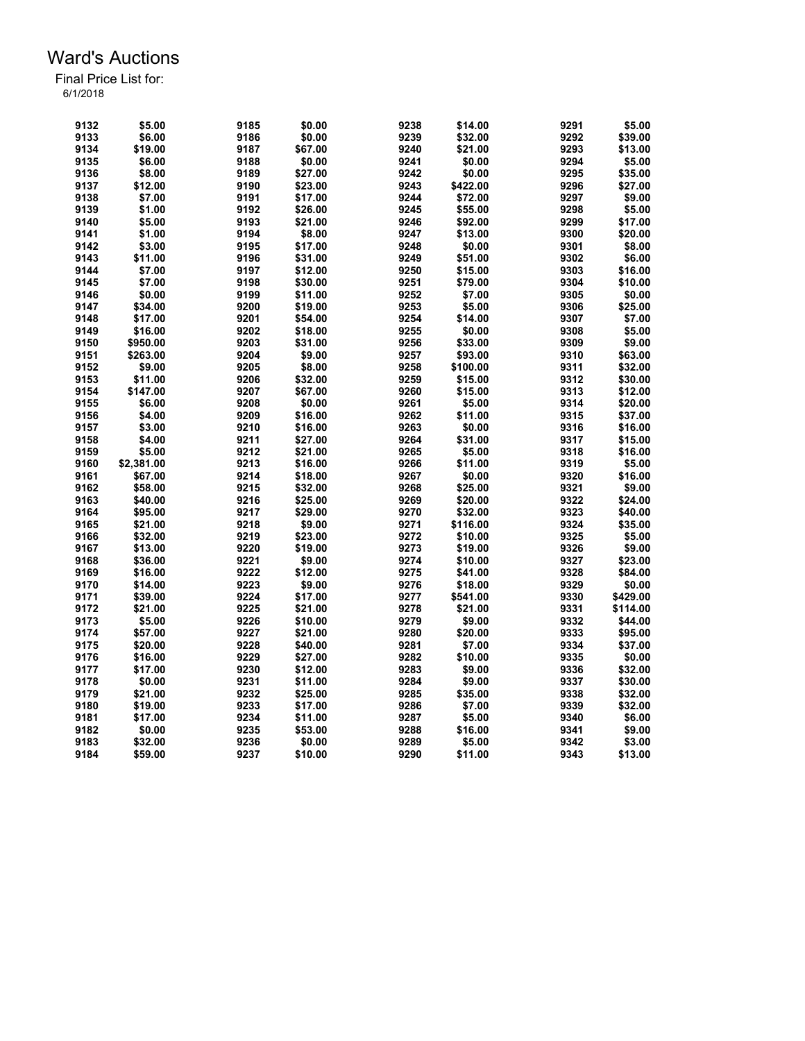# Ward's Auctions

Final Price List for:
6/1/2018

| Lot | Price | Lot | Price | Lot | Price | Lot | Price |
|---|---|---|---|---|---|---|---|
| 9132 | $5.00 | 9185 | $0.00 | 9238 | $14.00 | 9291 | $5.00 |
| 9133 | $6.00 | 9186 | $0.00 | 9239 | $32.00 | 9292 | $39.00 |
| 9134 | $19.00 | 9187 | $67.00 | 9240 | $21.00 | 9293 | $13.00 |
| 9135 | $6.00 | 9188 | $0.00 | 9241 | $0.00 | 9294 | $5.00 |
| 9136 | $8.00 | 9189 | $27.00 | 9242 | $0.00 | 9295 | $35.00 |
| 9137 | $12.00 | 9190 | $23.00 | 9243 | $422.00 | 9296 | $27.00 |
| 9138 | $7.00 | 9191 | $17.00 | 9244 | $72.00 | 9297 | $9.00 |
| 9139 | $1.00 | 9192 | $26.00 | 9245 | $55.00 | 9298 | $5.00 |
| 9140 | $5.00 | 9193 | $21.00 | 9246 | $92.00 | 9299 | $17.00 |
| 9141 | $1.00 | 9194 | $8.00 | 9247 | $13.00 | 9300 | $20.00 |
| 9142 | $3.00 | 9195 | $17.00 | 9248 | $0.00 | 9301 | $8.00 |
| 9143 | $11.00 | 9196 | $31.00 | 9249 | $51.00 | 9302 | $6.00 |
| 9144 | $7.00 | 9197 | $12.00 | 9250 | $15.00 | 9303 | $16.00 |
| 9145 | $7.00 | 9198 | $30.00 | 9251 | $79.00 | 9304 | $10.00 |
| 9146 | $0.00 | 9199 | $11.00 | 9252 | $7.00 | 9305 | $0.00 |
| 9147 | $34.00 | 9200 | $19.00 | 9253 | $5.00 | 9306 | $25.00 |
| 9148 | $17.00 | 9201 | $54.00 | 9254 | $14.00 | 9307 | $7.00 |
| 9149 | $16.00 | 9202 | $18.00 | 9255 | $0.00 | 9308 | $5.00 |
| 9150 | $950.00 | 9203 | $31.00 | 9256 | $33.00 | 9309 | $9.00 |
| 9151 | $263.00 | 9204 | $9.00 | 9257 | $93.00 | 9310 | $63.00 |
| 9152 | $9.00 | 9205 | $8.00 | 9258 | $100.00 | 9311 | $32.00 |
| 9153 | $11.00 | 9206 | $32.00 | 9259 | $15.00 | 9312 | $30.00 |
| 9154 | $147.00 | 9207 | $67.00 | 9260 | $15.00 | 9313 | $12.00 |
| 9155 | $6.00 | 9208 | $0.00 | 9261 | $5.00 | 9314 | $20.00 |
| 9156 | $4.00 | 9209 | $16.00 | 9262 | $11.00 | 9315 | $37.00 |
| 9157 | $3.00 | 9210 | $16.00 | 9263 | $0.00 | 9316 | $16.00 |
| 9158 | $4.00 | 9211 | $27.00 | 9264 | $31.00 | 9317 | $15.00 |
| 9159 | $5.00 | 9212 | $21.00 | 9265 | $5.00 | 9318 | $16.00 |
| 9160 | $2,381.00 | 9213 | $16.00 | 9266 | $11.00 | 9319 | $5.00 |
| 9161 | $67.00 | 9214 | $18.00 | 9267 | $0.00 | 9320 | $16.00 |
| 9162 | $58.00 | 9215 | $32.00 | 9268 | $25.00 | 9321 | $9.00 |
| 9163 | $40.00 | 9216 | $25.00 | 9269 | $20.00 | 9322 | $24.00 |
| 9164 | $95.00 | 9217 | $29.00 | 9270 | $32.00 | 9323 | $40.00 |
| 9165 | $21.00 | 9218 | $9.00 | 9271 | $116.00 | 9324 | $35.00 |
| 9166 | $32.00 | 9219 | $23.00 | 9272 | $10.00 | 9325 | $5.00 |
| 9167 | $13.00 | 9220 | $19.00 | 9273 | $19.00 | 9326 | $9.00 |
| 9168 | $36.00 | 9221 | $9.00 | 9274 | $10.00 | 9327 | $23.00 |
| 9169 | $16.00 | 9222 | $12.00 | 9275 | $41.00 | 9328 | $84.00 |
| 9170 | $14.00 | 9223 | $9.00 | 9276 | $18.00 | 9329 | $0.00 |
| 9171 | $39.00 | 9224 | $17.00 | 9277 | $541.00 | 9330 | $429.00 |
| 9172 | $21.00 | 9225 | $21.00 | 9278 | $21.00 | 9331 | $114.00 |
| 9173 | $5.00 | 9226 | $10.00 | 9279 | $9.00 | 9332 | $44.00 |
| 9174 | $57.00 | 9227 | $21.00 | 9280 | $20.00 | 9333 | $95.00 |
| 9175 | $20.00 | 9228 | $40.00 | 9281 | $7.00 | 9334 | $37.00 |
| 9176 | $16.00 | 9229 | $27.00 | 9282 | $10.00 | 9335 | $0.00 |
| 9177 | $17.00 | 9230 | $12.00 | 9283 | $9.00 | 9336 | $32.00 |
| 9178 | $0.00 | 9231 | $11.00 | 9284 | $9.00 | 9337 | $30.00 |
| 9179 | $21.00 | 9232 | $25.00 | 9285 | $35.00 | 9338 | $32.00 |
| 9180 | $19.00 | 9233 | $17.00 | 9286 | $7.00 | 9339 | $32.00 |
| 9181 | $17.00 | 9234 | $11.00 | 9287 | $5.00 | 9340 | $6.00 |
| 9182 | $0.00 | 9235 | $53.00 | 9288 | $16.00 | 9341 | $9.00 |
| 9183 | $32.00 | 9236 | $0.00 | 9289 | $5.00 | 9342 | $3.00 |
| 9184 | $59.00 | 9237 | $10.00 | 9290 | $11.00 | 9343 | $13.00 |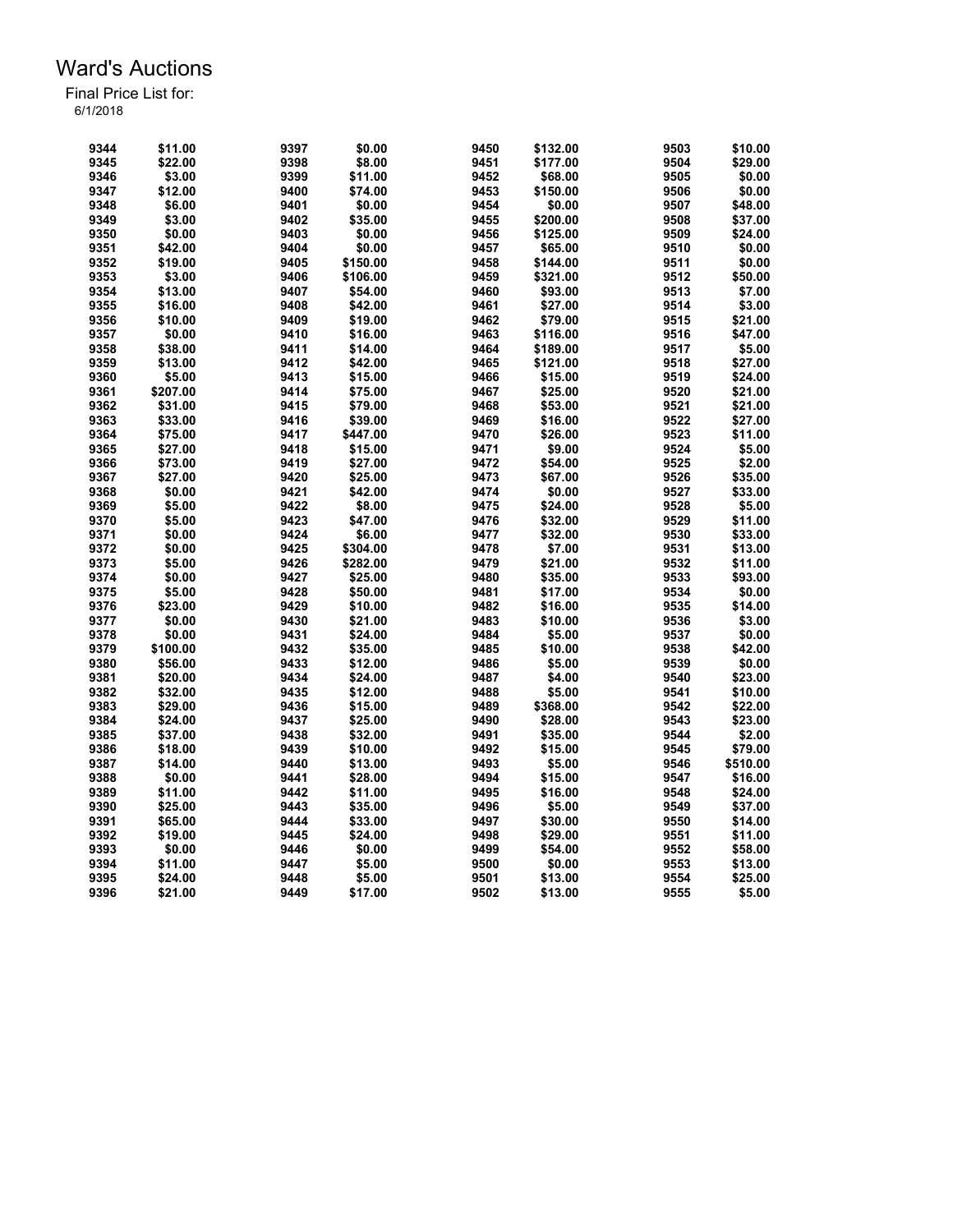# Ward's Auctions

Final Price List for:
6/1/2018

| Lot | Price | Lot | Price | Lot | Price | Lot | Price |
|---|---|---|---|---|---|---|---|
| 9344 | $11.00 | 9397 | $0.00 | 9450 | $132.00 | 9503 | $10.00 |
| 9345 | $22.00 | 9398 | $8.00 | 9451 | $177.00 | 9504 | $29.00 |
| 9346 | $3.00 | 9399 | $11.00 | 9452 | $68.00 | 9505 | $0.00 |
| 9347 | $12.00 | 9400 | $74.00 | 9453 | $150.00 | 9506 | $0.00 |
| 9348 | $6.00 | 9401 | $0.00 | 9454 | $0.00 | 9507 | $48.00 |
| 9349 | $3.00 | 9402 | $35.00 | 9455 | $200.00 | 9508 | $37.00 |
| 9350 | $0.00 | 9403 | $0.00 | 9456 | $125.00 | 9509 | $24.00 |
| 9351 | $42.00 | 9404 | $0.00 | 9457 | $65.00 | 9510 | $0.00 |
| 9352 | $19.00 | 9405 | $150.00 | 9458 | $144.00 | 9511 | $0.00 |
| 9353 | $3.00 | 9406 | $106.00 | 9459 | $321.00 | 9512 | $50.00 |
| 9354 | $13.00 | 9407 | $54.00 | 9460 | $93.00 | 9513 | $7.00 |
| 9355 | $16.00 | 9408 | $42.00 | 9461 | $27.00 | 9514 | $3.00 |
| 9356 | $10.00 | 9409 | $19.00 | 9462 | $79.00 | 9515 | $21.00 |
| 9357 | $0.00 | 9410 | $16.00 | 9463 | $116.00 | 9516 | $47.00 |
| 9358 | $38.00 | 9411 | $14.00 | 9464 | $189.00 | 9517 | $5.00 |
| 9359 | $13.00 | 9412 | $42.00 | 9465 | $121.00 | 9518 | $27.00 |
| 9360 | $5.00 | 9413 | $15.00 | 9466 | $15.00 | 9519 | $24.00 |
| 9361 | $207.00 | 9414 | $75.00 | 9467 | $25.00 | 9520 | $21.00 |
| 9362 | $31.00 | 9415 | $79.00 | 9468 | $53.00 | 9521 | $21.00 |
| 9363 | $33.00 | 9416 | $39.00 | 9469 | $16.00 | 9522 | $27.00 |
| 9364 | $75.00 | 9417 | $447.00 | 9470 | $26.00 | 9523 | $11.00 |
| 9365 | $27.00 | 9418 | $15.00 | 9471 | $9.00 | 9524 | $5.00 |
| 9366 | $73.00 | 9419 | $27.00 | 9472 | $54.00 | 9525 | $2.00 |
| 9367 | $27.00 | 9420 | $25.00 | 9473 | $67.00 | 9526 | $35.00 |
| 9368 | $0.00 | 9421 | $42.00 | 9474 | $0.00 | 9527 | $33.00 |
| 9369 | $5.00 | 9422 | $8.00 | 9475 | $24.00 | 9528 | $5.00 |
| 9370 | $5.00 | 9423 | $47.00 | 9476 | $32.00 | 9529 | $11.00 |
| 9371 | $0.00 | 9424 | $6.00 | 9477 | $32.00 | 9530 | $33.00 |
| 9372 | $0.00 | 9425 | $304.00 | 9478 | $7.00 | 9531 | $13.00 |
| 9373 | $5.00 | 9426 | $282.00 | 9479 | $21.00 | 9532 | $11.00 |
| 9374 | $0.00 | 9427 | $25.00 | 9480 | $35.00 | 9533 | $93.00 |
| 9375 | $5.00 | 9428 | $50.00 | 9481 | $17.00 | 9534 | $0.00 |
| 9376 | $23.00 | 9429 | $10.00 | 9482 | $16.00 | 9535 | $14.00 |
| 9377 | $0.00 | 9430 | $21.00 | 9483 | $10.00 | 9536 | $3.00 |
| 9378 | $0.00 | 9431 | $24.00 | 9484 | $5.00 | 9537 | $0.00 |
| 9379 | $100.00 | 9432 | $35.00 | 9485 | $10.00 | 9538 | $42.00 |
| 9380 | $56.00 | 9433 | $12.00 | 9486 | $5.00 | 9539 | $0.00 |
| 9381 | $20.00 | 9434 | $24.00 | 9487 | $4.00 | 9540 | $23.00 |
| 9382 | $32.00 | 9435 | $12.00 | 9488 | $5.00 | 9541 | $10.00 |
| 9383 | $29.00 | 9436 | $15.00 | 9489 | $368.00 | 9542 | $22.00 |
| 9384 | $24.00 | 9437 | $25.00 | 9490 | $28.00 | 9543 | $23.00 |
| 9385 | $37.00 | 9438 | $32.00 | 9491 | $35.00 | 9544 | $2.00 |
| 9386 | $18.00 | 9439 | $10.00 | 9492 | $15.00 | 9545 | $79.00 |
| 9387 | $14.00 | 9440 | $13.00 | 9493 | $5.00 | 9546 | $510.00 |
| 9388 | $0.00 | 9441 | $28.00 | 9494 | $15.00 | 9547 | $16.00 |
| 9389 | $11.00 | 9442 | $11.00 | 9495 | $16.00 | 9548 | $24.00 |
| 9390 | $25.00 | 9443 | $35.00 | 9496 | $5.00 | 9549 | $37.00 |
| 9391 | $65.00 | 9444 | $33.00 | 9497 | $30.00 | 9550 | $14.00 |
| 9392 | $19.00 | 9445 | $24.00 | 9498 | $29.00 | 9551 | $11.00 |
| 9393 | $0.00 | 9446 | $0.00 | 9499 | $54.00 | 9552 | $58.00 |
| 9394 | $11.00 | 9447 | $5.00 | 9500 | $0.00 | 9553 | $13.00 |
| 9395 | $24.00 | 9448 | $5.00 | 9501 | $13.00 | 9554 | $25.00 |
| 9396 | $21.00 | 9449 | $17.00 | 9502 | $13.00 | 9555 | $5.00 |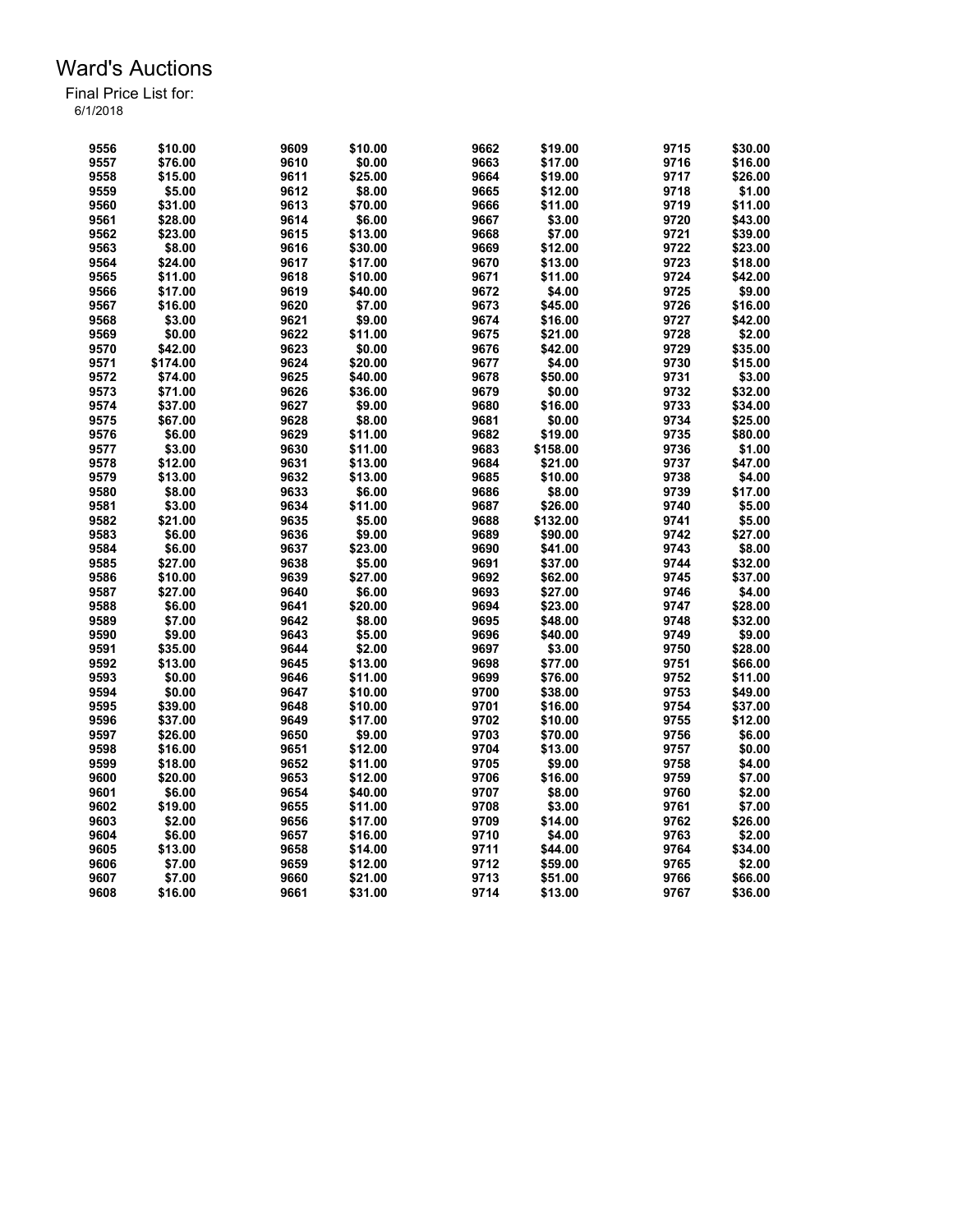# Ward's Auctions

Final Price List for:
6/1/2018

| Lot | Price | Lot | Price | Lot | Price | Lot | Price |
|---|---|---|---|---|---|---|---|
| 9556 | $10.00 | 9609 | $10.00 | 9662 | $19.00 | 9715 | $30.00 |
| 9557 | $76.00 | 9610 | $0.00 | 9663 | $17.00 | 9716 | $16.00 |
| 9558 | $15.00 | 9611 | $25.00 | 9664 | $19.00 | 9717 | $26.00 |
| 9559 | $5.00 | 9612 | $8.00 | 9665 | $12.00 | 9718 | $1.00 |
| 9560 | $31.00 | 9613 | $70.00 | 9666 | $11.00 | 9719 | $11.00 |
| 9561 | $28.00 | 9614 | $6.00 | 9667 | $3.00 | 9720 | $43.00 |
| 9562 | $23.00 | 9615 | $13.00 | 9668 | $7.00 | 9721 | $39.00 |
| 9563 | $8.00 | 9616 | $30.00 | 9669 | $12.00 | 9722 | $23.00 |
| 9564 | $24.00 | 9617 | $17.00 | 9670 | $13.00 | 9723 | $18.00 |
| 9565 | $11.00 | 9618 | $10.00 | 9671 | $11.00 | 9724 | $42.00 |
| 9566 | $17.00 | 9619 | $40.00 | 9672 | $4.00 | 9725 | $9.00 |
| 9567 | $16.00 | 9620 | $7.00 | 9673 | $45.00 | 9726 | $16.00 |
| 9568 | $3.00 | 9621 | $9.00 | 9674 | $16.00 | 9727 | $42.00 |
| 9569 | $0.00 | 9622 | $11.00 | 9675 | $21.00 | 9728 | $2.00 |
| 9570 | $42.00 | 9623 | $0.00 | 9676 | $42.00 | 9729 | $35.00 |
| 9571 | $174.00 | 9624 | $20.00 | 9677 | $4.00 | 9730 | $15.00 |
| 9572 | $74.00 | 9625 | $40.00 | 9678 | $50.00 | 9731 | $3.00 |
| 9573 | $71.00 | 9626 | $36.00 | 9679 | $0.00 | 9732 | $32.00 |
| 9574 | $37.00 | 9627 | $9.00 | 9680 | $16.00 | 9733 | $34.00 |
| 9575 | $67.00 | 9628 | $8.00 | 9681 | $0.00 | 9734 | $25.00 |
| 9576 | $6.00 | 9629 | $11.00 | 9682 | $19.00 | 9735 | $80.00 |
| 9577 | $3.00 | 9630 | $11.00 | 9683 | $158.00 | 9736 | $1.00 |
| 9578 | $12.00 | 9631 | $13.00 | 9684 | $21.00 | 9737 | $47.00 |
| 9579 | $13.00 | 9632 | $13.00 | 9685 | $10.00 | 9738 | $4.00 |
| 9580 | $8.00 | 9633 | $6.00 | 9686 | $8.00 | 9739 | $17.00 |
| 9581 | $3.00 | 9634 | $11.00 | 9687 | $26.00 | 9740 | $5.00 |
| 9582 | $21.00 | 9635 | $5.00 | 9688 | $132.00 | 9741 | $5.00 |
| 9583 | $6.00 | 9636 | $9.00 | 9689 | $90.00 | 9742 | $27.00 |
| 9584 | $6.00 | 9637 | $23.00 | 9690 | $41.00 | 9743 | $8.00 |
| 9585 | $27.00 | 9638 | $5.00 | 9691 | $37.00 | 9744 | $32.00 |
| 9586 | $10.00 | 9639 | $27.00 | 9692 | $62.00 | 9745 | $37.00 |
| 9587 | $27.00 | 9640 | $6.00 | 9693 | $27.00 | 9746 | $4.00 |
| 9588 | $6.00 | 9641 | $20.00 | 9694 | $23.00 | 9747 | $28.00 |
| 9589 | $7.00 | 9642 | $8.00 | 9695 | $48.00 | 9748 | $32.00 |
| 9590 | $9.00 | 9643 | $5.00 | 9696 | $40.00 | 9749 | $9.00 |
| 9591 | $35.00 | 9644 | $2.00 | 9697 | $3.00 | 9750 | $28.00 |
| 9592 | $13.00 | 9645 | $13.00 | 9698 | $77.00 | 9751 | $66.00 |
| 9593 | $0.00 | 9646 | $11.00 | 9699 | $76.00 | 9752 | $11.00 |
| 9594 | $0.00 | 9647 | $10.00 | 9700 | $38.00 | 9753 | $49.00 |
| 9595 | $39.00 | 9648 | $10.00 | 9701 | $16.00 | 9754 | $37.00 |
| 9596 | $37.00 | 9649 | $17.00 | 9702 | $10.00 | 9755 | $12.00 |
| 9597 | $26.00 | 9650 | $9.00 | 9703 | $70.00 | 9756 | $6.00 |
| 9598 | $16.00 | 9651 | $12.00 | 9704 | $13.00 | 9757 | $0.00 |
| 9599 | $18.00 | 9652 | $11.00 | 9705 | $9.00 | 9758 | $4.00 |
| 9600 | $20.00 | 9653 | $12.00 | 9706 | $16.00 | 9759 | $7.00 |
| 9601 | $6.00 | 9654 | $40.00 | 9707 | $8.00 | 9760 | $2.00 |
| 9602 | $19.00 | 9655 | $11.00 | 9708 | $3.00 | 9761 | $7.00 |
| 9603 | $2.00 | 9656 | $17.00 | 9709 | $14.00 | 9762 | $26.00 |
| 9604 | $6.00 | 9657 | $16.00 | 9710 | $4.00 | 9763 | $2.00 |
| 9605 | $13.00 | 9658 | $14.00 | 9711 | $44.00 | 9764 | $34.00 |
| 9606 | $7.00 | 9659 | $12.00 | 9712 | $59.00 | 9765 | $2.00 |
| 9607 | $7.00 | 9660 | $21.00 | 9713 | $51.00 | 9766 | $66.00 |
| 9608 | $16.00 | 9661 | $31.00 | 9714 | $13.00 | 9767 | $36.00 |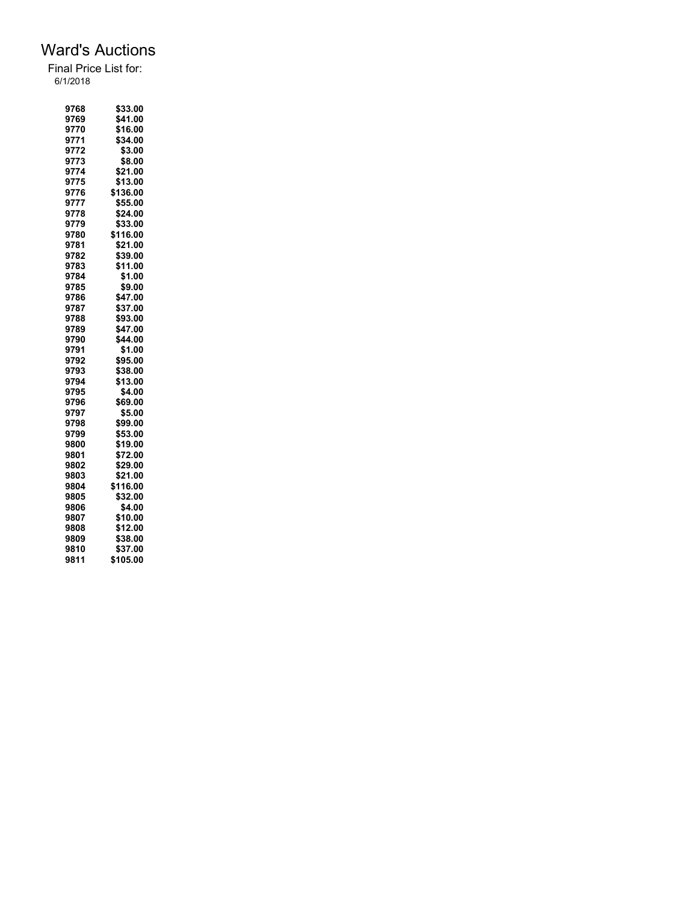# Ward's Auctions

Final Price List for:

6/1/2018

| | |
|---|---|
| 9768 | $33.00 |
| 9769 | $41.00 |
| 9770 | $16.00 |
| 9771 | $34.00 |
| 9772 | $3.00 |
| 9773 | $8.00 |
| 9774 | $21.00 |
| 9775 | $13.00 |
| 9776 | $136.00 |
| 9777 | $55.00 |
| 9778 | $24.00 |
| 9779 | $33.00 |
| 9780 | $116.00 |
| 9781 | $21.00 |
| 9782 | $39.00 |
| 9783 | $11.00 |
| 9784 | $1.00 |
| 9785 | $9.00 |
| 9786 | $47.00 |
| 9787 | $37.00 |
| 9788 | $93.00 |
| 9789 | $47.00 |
| 9790 | $44.00 |
| 9791 | $1.00 |
| 9792 | $95.00 |
| 9793 | $38.00 |
| 9794 | $13.00 |
| 9795 | $4.00 |
| 9796 | $69.00 |
| 9797 | $5.00 |
| 9798 | $99.00 |
| 9799 | $53.00 |
| 9800 | $19.00 |
| 9801 | $72.00 |
| 9802 | $29.00 |
| 9803 | $21.00 |
| 9804 | $116.00 |
| 9805 | $32.00 |
| 9806 | $4.00 |
| 9807 | $10.00 |
| 9808 | $12.00 |
| 9809 | $38.00 |
| 9810 | $37.00 |
| 9811 | $105.00 |